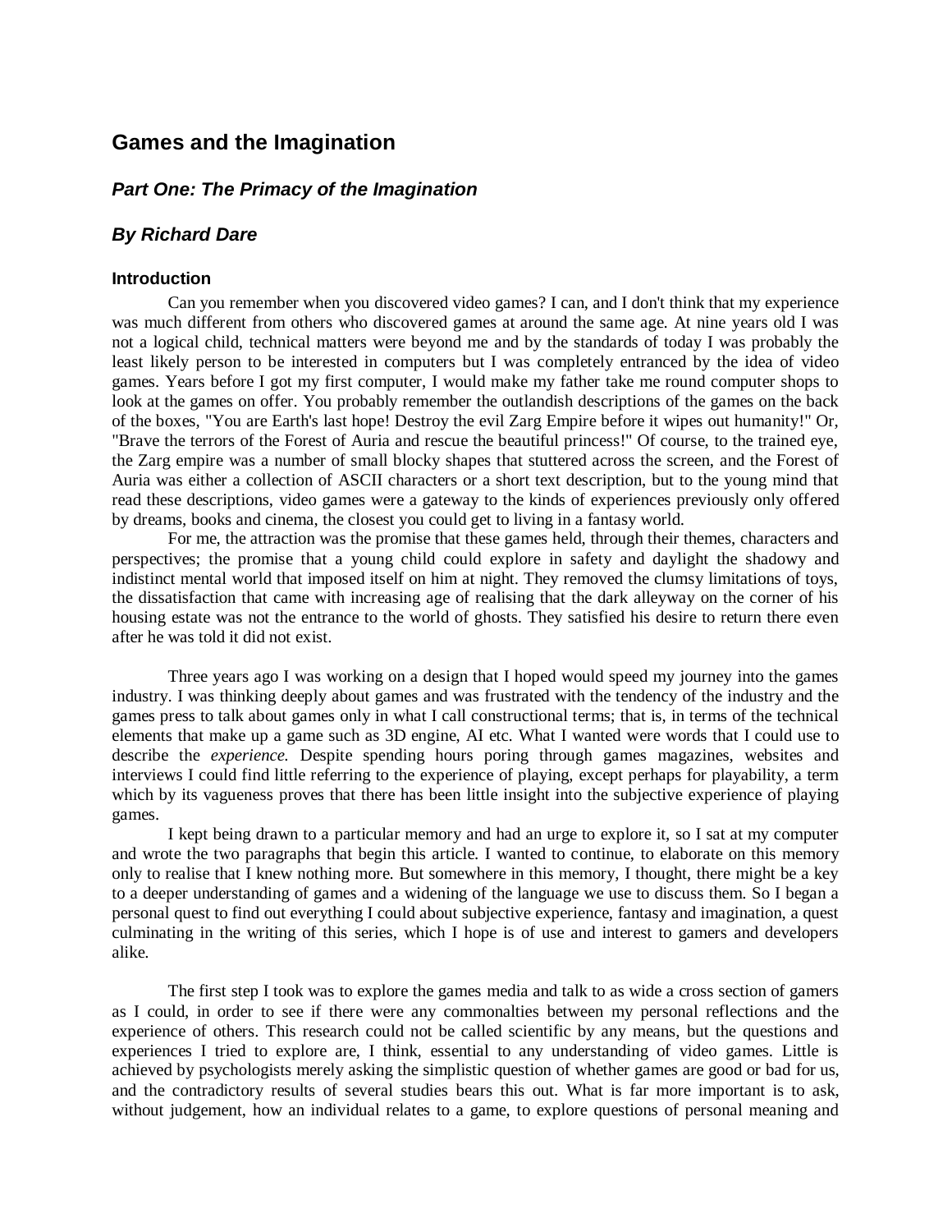# Games and the Imagination

## *Part One: The Primacy of the Imagination*

## *By Richard Dare*

### Introduction

Can you remember when you discovered video games? I can, and I don't think that my experience was much different from others who discovered games at around the same age. At nine years old I was not a logical child, technical matters were beyond me and by the standards of today I was probably the least likely person to be interested in computers but I was completely entranced by the idea of video games. Years before I got my first computer, I would make my father take me round computer shops to look at the games on offer. You probably remember the outlandish descriptions of the games on the back of the boxes, "You are Earth's last hope! Destroy the evil Zarg Empire before it wipes out humanity!" Or, "Brave the terrors of the Forest of Auria and rescue the beautiful princess!" Of course, to the trained eye, the Zarg empire was a number of small blocky shapes that stuttered across the screen, and the Forest of Auria was either a collection of ASCII characters or a short text description, but to the young mind that read these descriptions, video games were a gateway to the kinds of experiences previously only offered by dreams, books and cinema, the closest you could get to living in a fantasy world.

For me, the attraction was the promise that these games held, through their themes, characters and perspectives; the promise that a young child could explore in safety and daylight the shadowy and indistinct mental world that imposed itself on him at night. They removed the clumsy limitations of toys, the dissatisfaction that came with increasing age of realising that the dark alleyway on the corner of his housing estate was not the entrance to the world of ghosts. They satisfied his desire to return there even after he was told it did not exist.

Three years ago I was working on a design that I hoped would speed my journey into the games industry. I was thinking deeply about games and was frustrated with the tendency of the industry and the games press to talk about games only in what I call constructional terms; that is, in terms of the technical elements that make up a game such as 3D engine, AI etc. What I wanted were words that I could use to describe the *experience.* Despite spending hours poring through games magazines, websites and interviews I could find little referring to the experience of playing, except perhaps for playability, a term which by its vagueness proves that there has been little insight into the subjective experience of playing games.

I kept being drawn to a particular memory and had an urge to explore it, so I sat at my computer and wrote the two paragraphs that begin this article. I wanted to continue, to elaborate on this memory only to realise that I knew nothing more. But somewhere in this memory, I thought, there might be a key to a deeper understanding of games and a widening of the language we use to discuss them. So I began a personal quest to find out everything I could about subjective experience, fantasy and imagination, a quest culminating in the writing of this series, which I hope is of use and interest to gamers and developers alike.

The first step I took was to explore the games media and talk to as wide a cross section of gamers as I could, in order to see if there were any commonalties between my personal reflections and the experience of others. This research could not be called scientific by any means, but the questions and experiences I tried to explore are, I think, essential to any understanding of video games. Little is achieved by psychologists merely asking the simplistic question of whether games are good or bad for us, and the contradictory results of several studies bears this out. What is far more important is to ask, without judgement, how an individual relates to a game, to explore questions of personal meaning and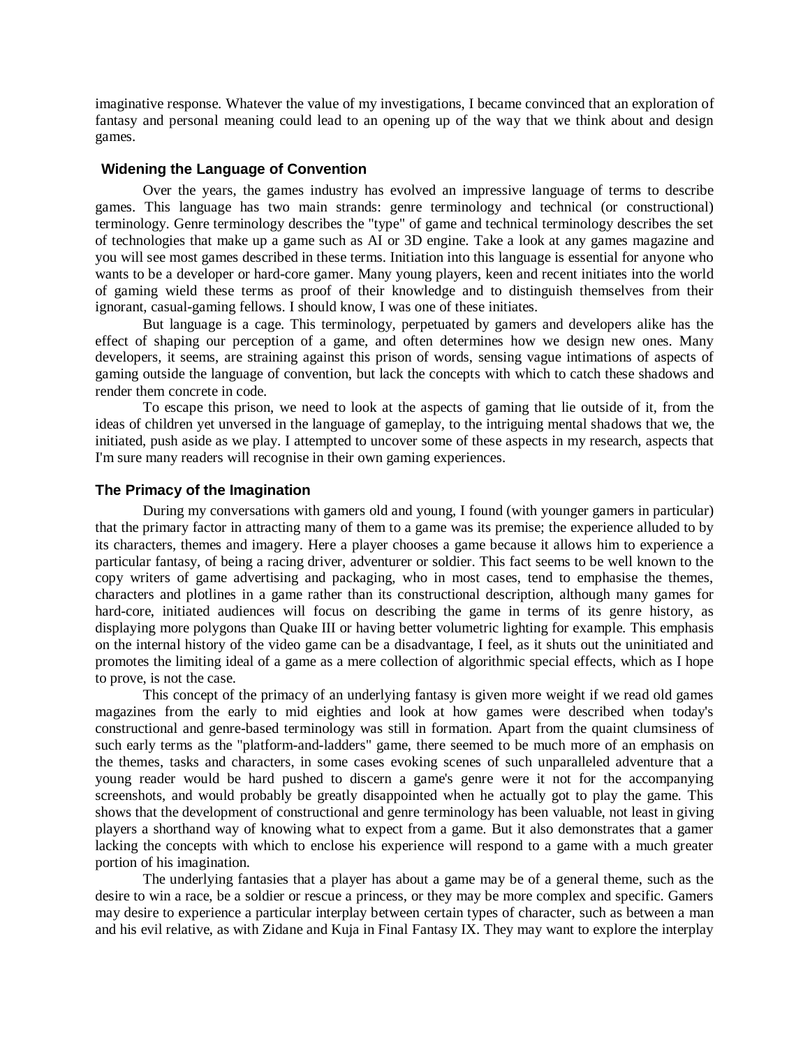imaginative response. Whatever the value of my investigations, I became convinced that an exploration of fantasy and personal meaning could lead to an opening up of the way that we think about and design games.

## Widening the Language of Convention

Over the years, the games industry has evolved an impressive language of terms to describe games. This language has two main strands: genre terminology and technical (or constructional) terminology. Genre terminology describes the "type" of game and technical terminology describes the set of technologies that make up a game such as AI or 3D engine. Take a look at any games magazine and you will see most games described in these terms. Initiation into this language is essential for anyone who wants to be a developer or hard-core gamer. Many young players, keen and recent initiates into the world of gaming wield these terms as proof of their knowledge and to distinguish themselves from their ignorant, casual-gaming fellows. I should know, I was one of these initiates.

But language is a cage. This terminology, perpetuated by gamers and developers alike has the effect of shaping our perception of a game, and often determines how we design new ones. Many developers, it seems, are straining against this prison of words, sensing vague intimations of aspects of gaming outside the language of convention, but lack the concepts with which to catch these shadows and render them concrete in code.

To escape this prison, we need to look at the aspects of gaming that lie outside of it, from the ideas of children yet unversed in the language of gameplay, to the intriguing mental shadows that we, the initiated, push aside as we play. I attempted to uncover some of these aspects in my research, aspects that I'm sure many readers will recognise in their own gaming experiences.

## The Primacy of the Imagination

During my conversations with gamers old and young, I found (with younger gamers in particular) that the primary factor in attracting many of them to a game was its premise; the experience alluded to by its characters, themes and imagery. Here a player chooses a game because it allows him to experience a particular fantasy, of being a racing driver, adventurer or soldier. This fact seems to be well known to the copy writers of game advertising and packaging, who in most cases, tend to emphasise the themes, characters and plotlines in a game rather than its constructional description, although many games for hard-core, initiated audiences will focus on describing the game in terms of its genre history, as displaying more polygons than Quake III or having better volumetric lighting for example. This emphasis on the internal history of the video game can be a disadvantage, I feel, as it shuts out the uninitiated and promotes the limiting ideal of a game as a mere collection of algorithmic special effects, which as I hope to prove, is not the case.

This concept of the primacy of an underlying fantasy is given more weight if we read old games magazines from the early to mid eighties and look at how games were described when today's constructional and genre-based terminology was still in formation. Apart from the quaint clumsiness of such early terms as the "platform-and-ladders" game, there seemed to be much more of an emphasis on the themes, tasks and characters, in some cases evoking scenes of such unparalleled adventure that a young reader would be hard pushed to discern a game's genre were it not for the accompanying screenshots, and would probably be greatly disappointed when he actually got to play the game. This shows that the development of constructional and genre terminology has been valuable, not least in giving players a shorthand way of knowing what to expect from a game. But it also demonstrates that a gamer lacking the concepts with which to enclose his experience will respond to a game with a much greater portion of his imagination.

The underlying fantasies that a player has about a game may be of a general theme, such as the desire to win a race, be a soldier or rescue a princess, or they may be more complex and specific. Gamers may desire to experience a particular interplay between certain types of character, such as between a man and his evil relative, as with Zidane and Kuja in Final Fantasy IX. They may want to explore the interplay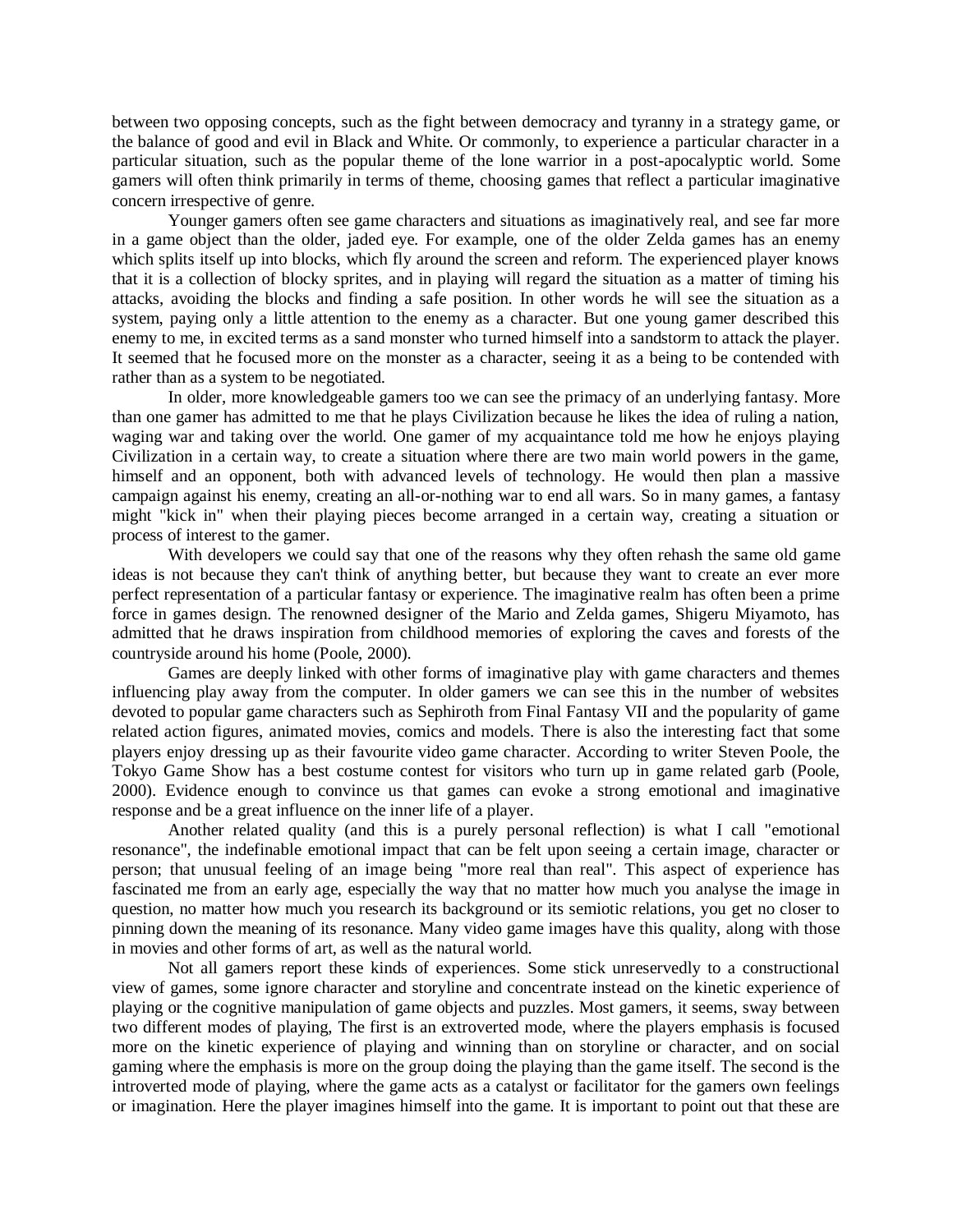between two opposing concepts, such as the fight between democracy and tyranny in a strategy game, or the balance of good and evil in Black and White. Or commonly, to experience a particular character in a particular situation, such as the popular theme of the lone warrior in a post-apocalyptic world. Some gamers will often think primarily in terms of theme, choosing games that reflect a particular imaginative concern irrespective of genre.

Younger gamers often see game characters and situations as imaginatively real, and see far more in a game object than the older, jaded eye. For example, one of the older Zelda games has an enemy which splits itself up into blocks, which fly around the screen and reform. The experienced player knows that it is a collection of blocky sprites, and in playing will regard the situation as a matter of timing his attacks, avoiding the blocks and finding a safe position. In other words he will see the situation as a system, paying only a little attention to the enemy as a character. But one young gamer described this enemy to me, in excited terms as a sand monster who turned himself into a sandstorm to attack the player. It seemed that he focused more on the monster as a character, seeing it as a being to be contended with rather than as a system to be negotiated.

In older, more knowledgeable gamers too we can see the primacy of an underlying fantasy. More than one gamer has admitted to me that he plays Civilization because he likes the idea of ruling a nation, waging war and taking over the world. One gamer of my acquaintance told me how he enjoys playing Civilization in a certain way, to create a situation where there are two main world powers in the game, himself and an opponent, both with advanced levels of technology. He would then plan a massive campaign against his enemy, creating an all-or-nothing war to end all wars. So in many games, a fantasy might "kick in" when their playing pieces become arranged in a certain way, creating a situation or process of interest to the gamer.

With developers we could say that one of the reasons why they often rehash the same old game ideas is not because they can't think of anything better, but because they want to create an ever more perfect representation of a particular fantasy or experience. The imaginative realm has often been a prime force in games design. The renowned designer of the Mario and Zelda games, Shigeru Miyamoto, has admitted that he draws inspiration from childhood memories of exploring the caves and forests of the countryside around his home (Poole, 2000).

Games are deeply linked with other forms of imaginative play with game characters and themes influencing play away from the computer. In older gamers we can see this in the number of websites devoted to popular game characters such as Sephiroth from Final Fantasy VII and the popularity of game related action figures, animated movies, comics and models. There is also the interesting fact that some players enjoy dressing up as their favourite video game character. According to writer Steven Poole, the Tokyo Game Show has a best costume contest for visitors who turn up in game related garb (Poole, 2000). Evidence enough to convince us that games can evoke a strong emotional and imaginative response and be a great influence on the inner life of a player.

Another related quality (and this is a purely personal reflection) is what I call "emotional resonance", the indefinable emotional impact that can be felt upon seeing a certain image, character or person; that unusual feeling of an image being "more real than real". This aspect of experience has fascinated me from an early age, especially the way that no matter how much you analyse the image in question, no matter how much you research its background or its semiotic relations, you get no closer to pinning down the meaning of its resonance. Many video game images have this quality, along with those in movies and other forms of art, as well as the natural world.

Not all gamers report these kinds of experiences. Some stick unreservedly to a constructional view of games, some ignore character and storyline and concentrate instead on the kinetic experience of playing or the cognitive manipulation of game objects and puzzles. Most gamers, it seems, sway between two different modes of playing, The first is an extroverted mode, where the players emphasis is focused more on the kinetic experience of playing and winning than on storyline or character, and on social gaming where the emphasis is more on the group doing the playing than the game itself. The second is the introverted mode of playing, where the game acts as a catalyst or facilitator for the gamers own feelings or imagination. Here the player imagines himself into the game. It is important to point out that these are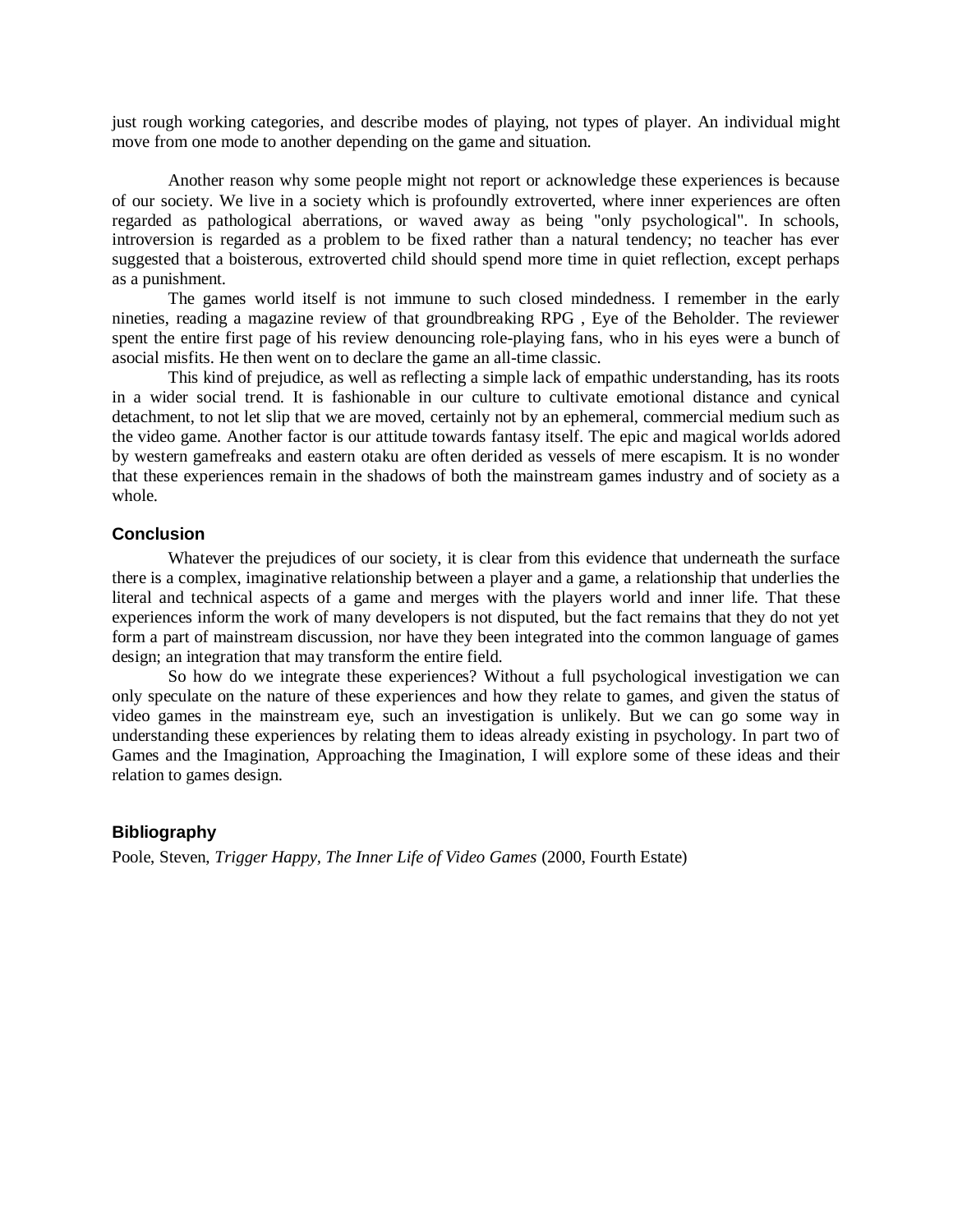just rough working categories, and describe modes of playing, not types of player. An individual might move from one mode to another depending on the game and situation.

Another reason why some people might not report or acknowledge these experiences is because of our society. We live in a society which is profoundly extroverted, where inner experiences are often regarded as pathological aberrations, or waved away as being "only psychological". In schools, introversion is regarded as a problem to be fixed rather than a natural tendency; no teacher has ever suggested that a boisterous, extroverted child should spend more time in quiet reflection, except perhaps as a punishment.

The games world itself is not immune to such closed mindedness. I remember in the early nineties, reading a magazine review of that groundbreaking RPG , Eye of the Beholder. The reviewer spent the entire first page of his review denouncing role-playing fans, who in his eyes were a bunch of asocial misfits. He then went on to declare the game an all-time classic.

This kind of prejudice, as well as reflecting a simple lack of empathic understanding, has its roots in a wider social trend. It is fashionable in our culture to cultivate emotional distance and cynical detachment, to not let slip that we are moved, certainly not by an ephemeral, commercial medium such as the video game. Another factor is our attitude towards fantasy itself. The epic and magical worlds adored by western gamefreaks and eastern otaku are often derided as vessels of mere escapism. It is no wonder that these experiences remain in the shadows of both the mainstream games industry and of society as a whole.

### Conclusion

Whatever the prejudices of our society, it is clear from this evidence that underneath the surface there is a complex, imaginative relationship between a player and a game, a relationship that underlies the literal and technical aspects of a game and merges with the players world and inner life. That these experiences inform the work of many developers is not disputed, but the fact remains that they do not yet form a part of mainstream discussion, nor have they been integrated into the common language of games design; an integration that may transform the entire field.

So how do we integrate these experiences? Without a full psychological investigation we can only speculate on the nature of these experiences and how they relate to games, and given the status of video games in the mainstream eye, such an investigation is unlikely. But we can go some way in understanding these experiences by relating them to ideas already existing in psychology. In part two of Games and the Imagination, Approaching the Imagination, I will explore some of these ideas and their relation to games design.

### Bibliography

Poole, Steven, *Trigger Happy, The Inner Life of Video Games* (2000, Fourth Estate)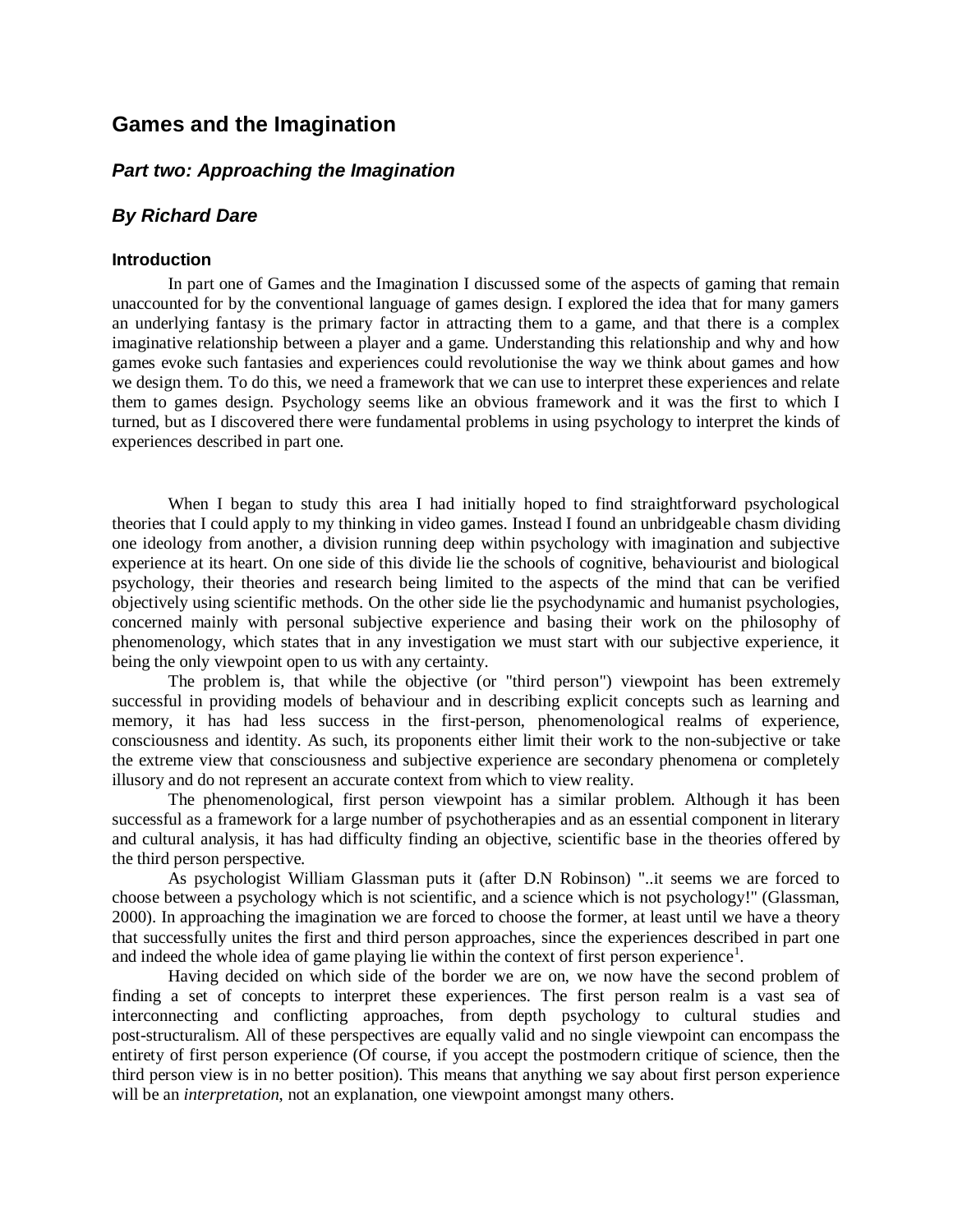# Games and the Imagination

## *Part two: Approaching the Imagination*

## *By Richard Dare*

### Introduction

In part one of Games and the Imagination I discussed some of the aspects of gaming that remain unaccounted for by the conventional language of games design. I explored the idea that for many gamers an underlying fantasy is the primary factor in attracting them to a game, and that there is a complex imaginative relationship between a player and a game. Understanding this relationship and why and how games evoke such fantasies and experiences could revolutionise the way we think about games and how we design them. To do this, we need a framework that we can use to interpret these experiences and relate them to games design. Psychology seems like an obvious framework and it was the first to which I turned, but as I discovered there were fundamental problems in using psychology to interpret the kinds of experiences described in part one.

When I began to study this area I had initially hoped to find straightforward psychological theories that I could apply to my thinking in video games. Instead I found an unbridgeable chasm dividing one ideology from another, a division running deep within psychology with imagination and subjective experience at its heart. On one side of this divide lie the schools of cognitive, behaviourist and biological psychology, their theories and research being limited to the aspects of the mind that can be verified objectively using scientific methods. On the other side lie the psychodynamic and humanist psychologies, concerned mainly with personal subjective experience and basing their work on the philosophy of phenomenology, which states that in any investigation we must start with our subjective experience, it being the only viewpoint open to us with any certainty.

The problem is, that while the objective (or "third person") viewpoint has been extremely successful in providing models of behaviour and in describing explicit concepts such as learning and memory, it has had less success in the first-person, phenomenological realms of experience, consciousness and identity. As such, its proponents either limit their work to the non-subjective or take the extreme view that consciousness and subjective experience are secondary phenomena or completely illusory and do not represent an accurate context from which to view reality.

The phenomenological, first person viewpoint has a similar problem. Although it has been successful as a framework for a large number of psychotherapies and as an essential component in literary and cultural analysis, it has had difficulty finding an objective, scientific base in the theories offered by the third person perspective.

As psychologist William Glassman puts it (after D.N Robinson) "..it seems we are forced to choose between a psychology which is not scientific, and a science which is not psychology!" (Glassman, 2000). In approaching the imagination we are forced to choose the former, at least until we have a theory that successfully unites the first and third person approaches, since the experiences described in part one and indeed the whole idea of game playing lie within the context of first person experience[1].

Having decided on which side of the border we are on, we now have the second problem of finding a set of concepts to interpret these experiences. The first person realm is a vast sea of interconnecting and conflicting approaches, from depth psychology to cultural studies and post-structuralism. All of these perspectives are equally valid and no single viewpoint can encompass the entirety of first person experience (Of course, if you accept the postmodern critique of science, then the third person view is in no better position). This means that anything we say about first person experience will be an *interpretation*, not an explanation, one viewpoint amongst many others.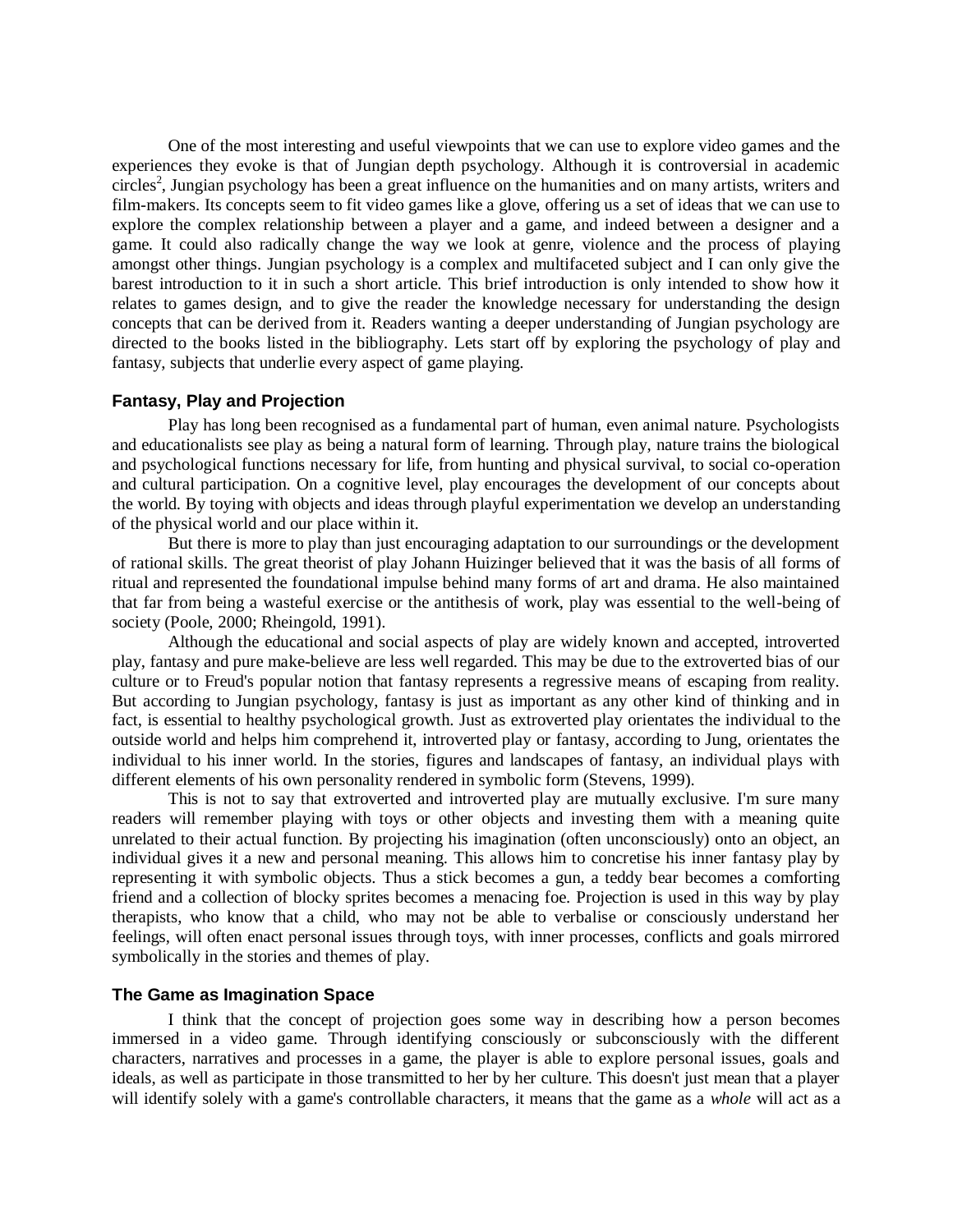One of the most interesting and useful viewpoints that we can use to explore video games and the experiences they evoke is that of Jungian depth psychology. Although it is controversial in academic circles[2], Jungian psychology has been a great influence on the humanities and on many artists, writers and film-makers. Its concepts seem to fit video games like a glove, offering us a set of ideas that we can use to explore the complex relationship between a player and a game, and indeed between a designer and a game. It could also radically change the way we look at genre, violence and the process of playing amongst other things. Jungian psychology is a complex and multifaceted subject and I can only give the barest introduction to it in such a short article. This brief introduction is only intended to show how it relates to games design, and to give the reader the knowledge necessary for understanding the design concepts that can be derived from it. Readers wanting a deeper understanding of Jungian psychology are directed to the books listed in the bibliography. Lets start off by exploring the psychology of play and fantasy, subjects that underlie every aspect of game playing.

### Fantasy, Play and Projection

Play has long been recognised as a fundamental part of human, even animal nature. Psychologists and educationalists see play as being a natural form of learning. Through play, nature trains the biological and psychological functions necessary for life, from hunting and physical survival, to social co-operation and cultural participation. On a cognitive level, play encourages the development of our concepts about the world. By toying with objects and ideas through playful experimentation we develop an understanding of the physical world and our place within it.

But there is more to play than just encouraging adaptation to our surroundings or the development of rational skills. The great theorist of play Johann Huizinger believed that it was the basis of all forms of ritual and represented the foundational impulse behind many forms of art and drama. He also maintained that far from being a wasteful exercise or the antithesis of work, play was essential to the well-being of society (Poole, 2000; Rheingold, 1991).

Although the educational and social aspects of play are widely known and accepted, introverted play, fantasy and pure make-believe are less well regarded. This may be due to the extroverted bias of our culture or to Freud's popular notion that fantasy represents a regressive means of escaping from reality. But according to Jungian psychology, fantasy is just as important as any other kind of thinking and in fact, is essential to healthy psychological growth. Just as extroverted play orientates the individual to the outside world and helps him comprehend it, introverted play or fantasy, according to Jung, orientates the individual to his inner world. In the stories, figures and landscapes of fantasy, an individual plays with different elements of his own personality rendered in symbolic form (Stevens, 1999).

This is not to say that extroverted and introverted play are mutually exclusive. I'm sure many readers will remember playing with toys or other objects and investing them with a meaning quite unrelated to their actual function. By projecting his imagination (often unconsciously) onto an object, an individual gives it a new and personal meaning. This allows him to concretise his inner fantasy play by representing it with symbolic objects. Thus a stick becomes a gun, a teddy bear becomes a comforting friend and a collection of blocky sprites becomes a menacing foe. Projection is used in this way by play therapists, who know that a child, who may not be able to verbalise or consciously understand her feelings, will often enact personal issues through toys, with inner processes, conflicts and goals mirrored symbolically in the stories and themes of play.

### The Game as Imagination Space

I think that the concept of projection goes some way in describing how a person becomes immersed in a video game. Through identifying consciously or subconsciously with the different characters, narratives and processes in a game, the player is able to explore personal issues, goals and ideals, as well as participate in those transmitted to her by her culture. This doesn't just mean that a player will identify solely with a game's controllable characters, it means that the game as a *whole* will act as a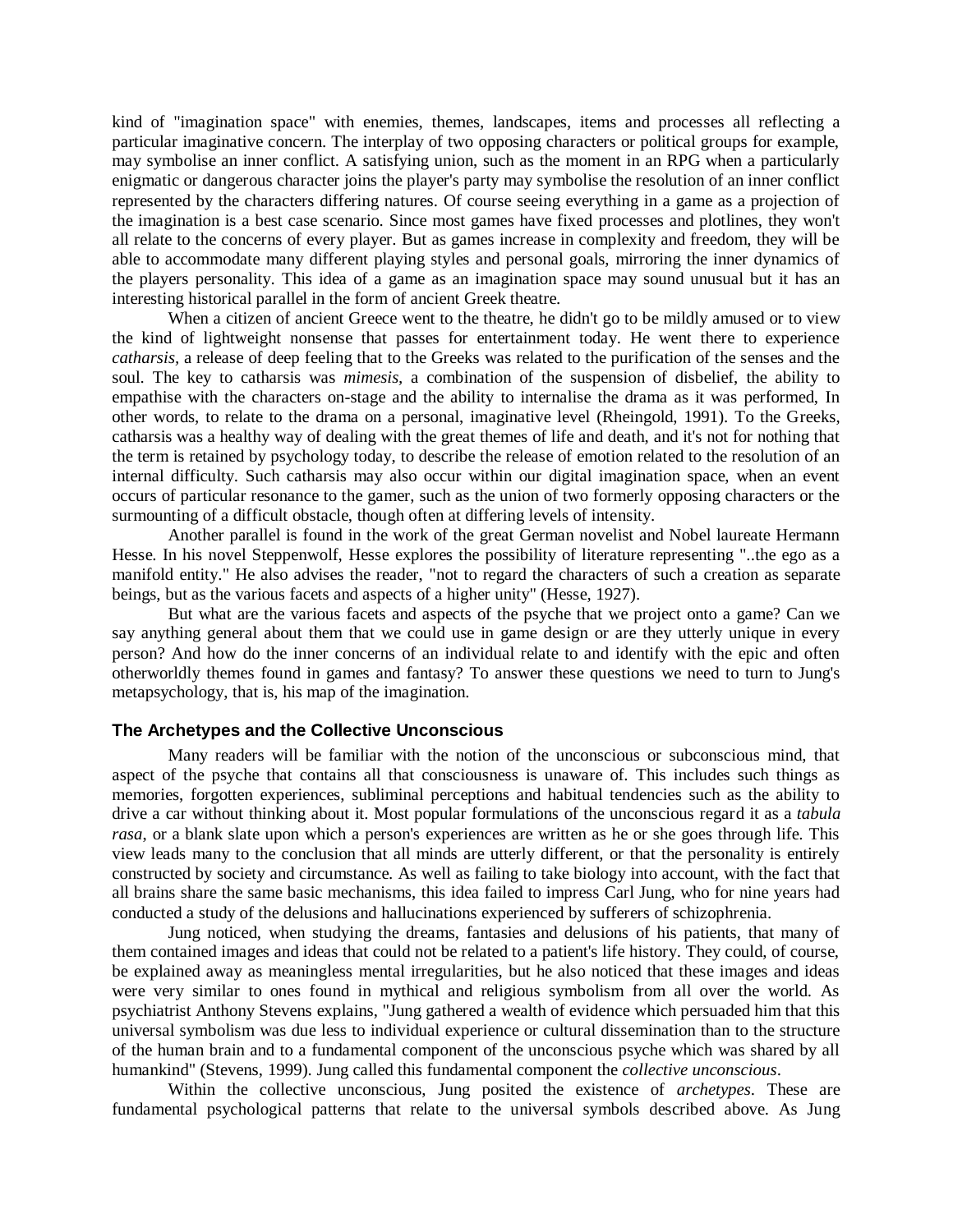kind of "imagination space" with enemies, themes, landscapes, items and processes all reflecting a particular imaginative concern. The interplay of two opposing characters or political groups for example, may symbolise an inner conflict. A satisfying union, such as the moment in an RPG when a particularly enigmatic or dangerous character joins the player's party may symbolise the resolution of an inner conflict represented by the characters differing natures. Of course seeing everything in a game as a projection of the imagination is a best case scenario. Since most games have fixed processes and plotlines, they won't all relate to the concerns of every player. But as games increase in complexity and freedom, they will be able to accommodate many different playing styles and personal goals, mirroring the inner dynamics of the players personality. This idea of a game as an imagination space may sound unusual but it has an interesting historical parallel in the form of ancient Greek theatre.

When a citizen of ancient Greece went to the theatre, he didn't go to be mildly amused or to view the kind of lightweight nonsense that passes for entertainment today. He went there to experience *catharsis*, a release of deep feeling that to the Greeks was related to the purification of the senses and the soul. The key to catharsis was *mimesis*, a combination of the suspension of disbelief, the ability to empathise with the characters on-stage and the ability to internalise the drama as it was performed, In other words, to relate to the drama on a personal, imaginative level (Rheingold, 1991). To the Greeks, catharsis was a healthy way of dealing with the great themes of life and death, and it's not for nothing that the term is retained by psychology today, to describe the release of emotion related to the resolution of an internal difficulty. Such catharsis may also occur within our digital imagination space, when an event occurs of particular resonance to the gamer, such as the union of two formerly opposing characters or the surmounting of a difficult obstacle, though often at differing levels of intensity.

Another parallel is found in the work of the great German novelist and Nobel laureate Hermann Hesse. In his novel Steppenwolf, Hesse explores the possibility of literature representing "..the ego as a manifold entity." He also advises the reader, "not to regard the characters of such a creation as separate beings, but as the various facets and aspects of a higher unity" (Hesse, 1927).

But what are the various facets and aspects of the psyche that we project onto a game? Can we say anything general about them that we could use in game design or are they utterly unique in every person? And how do the inner concerns of an individual relate to and identify with the epic and often otherworldly themes found in games and fantasy? To answer these questions we need to turn to Jung's metapsychology, that is, his map of the imagination.

### The Archetypes and the Collective Unconscious

Many readers will be familiar with the notion of the unconscious or subconscious mind, that aspect of the psyche that contains all that consciousness is unaware of. This includes such things as memories, forgotten experiences, subliminal perceptions and habitual tendencies such as the ability to drive a car without thinking about it. Most popular formulations of the unconscious regard it as a *tabula rasa*, or a blank slate upon which a person's experiences are written as he or she goes through life. This view leads many to the conclusion that all minds are utterly different, or that the personality is entirely constructed by society and circumstance. As well as failing to take biology into account, with the fact that all brains share the same basic mechanisms, this idea failed to impress Carl Jung, who for nine years had conducted a study of the delusions and hallucinations experienced by sufferers of schizophrenia.

Jung noticed, when studying the dreams, fantasies and delusions of his patients, that many of them contained images and ideas that could not be related to a patient's life history. They could, of course, be explained away as meaningless mental irregularities, but he also noticed that these images and ideas were very similar to ones found in mythical and religious symbolism from all over the world. As psychiatrist Anthony Stevens explains, "Jung gathered a wealth of evidence which persuaded him that this universal symbolism was due less to individual experience or cultural dissemination than to the structure of the human brain and to a fundamental component of the unconscious psyche which was shared by all humankind" (Stevens, 1999). Jung called this fundamental component the *collective unconscious*.

Within the collective unconscious, Jung posited the existence of *archetypes*. These are fundamental psychological patterns that relate to the universal symbols described above. As Jung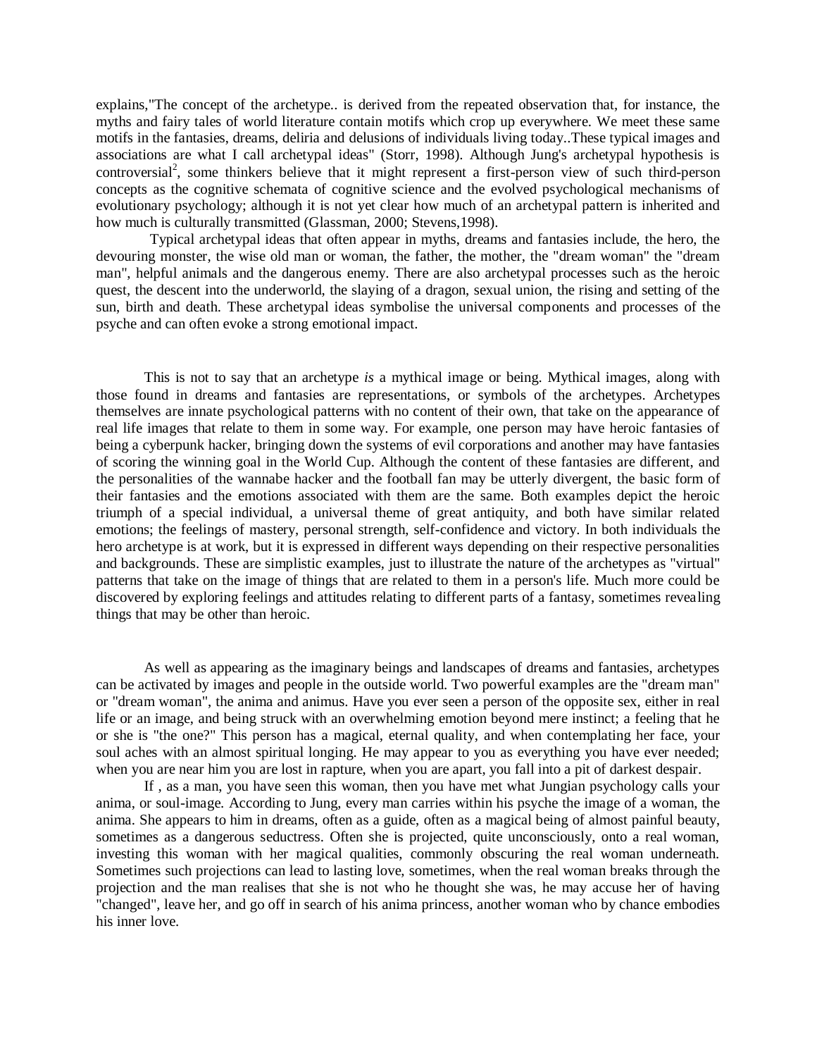explains,"The concept of the archetype.. is derived from the repeated observation that, for instance, the myths and fairy tales of world literature contain motifs which crop up everywhere. We meet these same motifs in the fantasies, dreams, deliria and delusions of individuals living today..These typical images and associations are what I call archetypal ideas" (Storr, 1998). Although Jung's archetypal hypothesis is controversial[2], some thinkers believe that it might represent a first-person view of such third-person concepts as the cognitive schemata of cognitive science and the evolved psychological mechanisms of evolutionary psychology; although it is not yet clear how much of an archetypal pattern is inherited and how much is culturally transmitted (Glassman, 2000; Stevens,1998).

Typical archetypal ideas that often appear in myths, dreams and fantasies include, the hero, the devouring monster, the wise old man or woman, the father, the mother, the "dream woman" the "dream man", helpful animals and the dangerous enemy. There are also archetypal processes such as the heroic quest, the descent into the underworld, the slaying of a dragon, sexual union, the rising and setting of the sun, birth and death. These archetypal ideas symbolise the universal components and processes of the psyche and can often evoke a strong emotional impact.

This is not to say that an archetype *is* a mythical image or being. Mythical images, along with those found in dreams and fantasies are representations, or symbols of the archetypes. Archetypes themselves are innate psychological patterns with no content of their own, that take on the appearance of real life images that relate to them in some way. For example, one person may have heroic fantasies of being a cyberpunk hacker, bringing down the systems of evil corporations and another may have fantasies of scoring the winning goal in the World Cup. Although the content of these fantasies are different, and the personalities of the wannabe hacker and the football fan may be utterly divergent, the basic form of their fantasies and the emotions associated with them are the same. Both examples depict the heroic triumph of a special individual, a universal theme of great antiquity, and both have similar related emotions; the feelings of mastery, personal strength, self-confidence and victory. In both individuals the hero archetype is at work, but it is expressed in different ways depending on their respective personalities and backgrounds. These are simplistic examples, just to illustrate the nature of the archetypes as "virtual" patterns that take on the image of things that are related to them in a person's life. Much more could be discovered by exploring feelings and attitudes relating to different parts of a fantasy, sometimes revealing things that may be other than heroic.

As well as appearing as the imaginary beings and landscapes of dreams and fantasies, archetypes can be activated by images and people in the outside world. Two powerful examples are the "dream man" or "dream woman", the anima and animus. Have you ever seen a person of the opposite sex, either in real life or an image, and being struck with an overwhelming emotion beyond mere instinct; a feeling that he or she is "the one?" This person has a magical, eternal quality, and when contemplating her face, your soul aches with an almost spiritual longing. He may appear to you as everything you have ever needed; when you are near him you are lost in rapture, when you are apart, you fall into a pit of darkest despair.

If , as a man, you have seen this woman, then you have met what Jungian psychology calls your anima, or soul-image. According to Jung, every man carries within his psyche the image of a woman, the anima. She appears to him in dreams, often as a guide, often as a magical being of almost painful beauty, sometimes as a dangerous seductress. Often she is projected, quite unconsciously, onto a real woman, investing this woman with her magical qualities, commonly obscuring the real woman underneath. Sometimes such projections can lead to lasting love, sometimes, when the real woman breaks through the projection and the man realises that she is not who he thought she was, he may accuse her of having "changed", leave her, and go off in search of his anima princess, another woman who by chance embodies his inner love.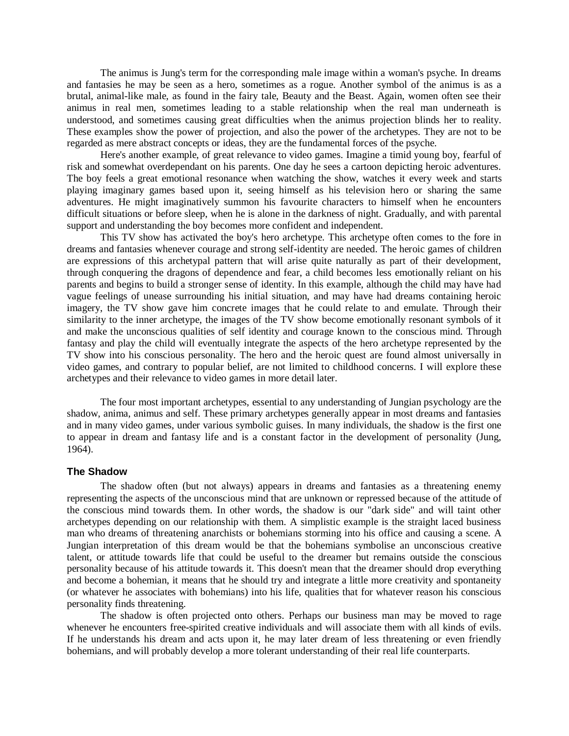The animus is Jung's term for the corresponding male image within a woman's psyche. In dreams and fantasies he may be seen as a hero, sometimes as a rogue. Another symbol of the animus is as a brutal, animal-like male, as found in the fairy tale, Beauty and the Beast. Again, women often see their animus in real men, sometimes leading to a stable relationship when the real man underneath is understood, and sometimes causing great difficulties when the animus projection blinds her to reality. These examples show the power of projection, and also the power of the archetypes. They are not to be regarded as mere abstract concepts or ideas, they are the fundamental forces of the psyche.

Here's another example, of great relevance to video games. Imagine a timid young boy, fearful of risk and somewhat overdependant on his parents. One day he sees a cartoon depicting heroic adventures. The boy feels a great emotional resonance when watching the show, watches it every week and starts playing imaginary games based upon it, seeing himself as his television hero or sharing the same adventures. He might imaginatively summon his favourite characters to himself when he encounters difficult situations or before sleep, when he is alone in the darkness of night. Gradually, and with parental support and understanding the boy becomes more confident and independent.

This TV show has activated the boy's hero archetype. This archetype often comes to the fore in dreams and fantasies whenever courage and strong self-identity are needed. The heroic games of children are expressions of this archetypal pattern that will arise quite naturally as part of their development, through conquering the dragons of dependence and fear, a child becomes less emotionally reliant on his parents and begins to build a stronger sense of identity. In this example, although the child may have had vague feelings of unease surrounding his initial situation, and may have had dreams containing heroic imagery, the TV show gave him concrete images that he could relate to and emulate. Through their similarity to the inner archetype, the images of the TV show become emotionally resonant symbols of it and make the unconscious qualities of self identity and courage known to the conscious mind. Through fantasy and play the child will eventually integrate the aspects of the hero archetype represented by the TV show into his conscious personality. The hero and the heroic quest are found almost universally in video games, and contrary to popular belief, are not limited to childhood concerns. I will explore these archetypes and their relevance to video games in more detail later.

The four most important archetypes, essential to any understanding of Jungian psychology are the shadow, anima, animus and self. These primary archetypes generally appear in most dreams and fantasies and in many video games, under various symbolic guises. In many individuals, the shadow is the first one to appear in dream and fantasy life and is a constant factor in the development of personality (Jung, 1964).

### The Shadow

The shadow often (but not always) appears in dreams and fantasies as a threatening enemy representing the aspects of the unconscious mind that are unknown or repressed because of the attitude of the conscious mind towards them. In other words, the shadow is our "dark side" and will taint other archetypes depending on our relationship with them. A simplistic example is the straight laced business man who dreams of threatening anarchists or bohemians storming into his office and causing a scene. A Jungian interpretation of this dream would be that the bohemians symbolise an unconscious creative talent, or attitude towards life that could be useful to the dreamer but remains outside the conscious personality because of his attitude towards it. This doesn't mean that the dreamer should drop everything and become a bohemian, it means that he should try and integrate a little more creativity and spontaneity (or whatever he associates with bohemians) into his life, qualities that for whatever reason his conscious personality finds threatening.

The shadow is often projected onto others. Perhaps our business man may be moved to rage whenever he encounters free-spirited creative individuals and will associate them with all kinds of evils. If he understands his dream and acts upon it, he may later dream of less threatening or even friendly bohemians, and will probably develop a more tolerant understanding of their real life counterparts.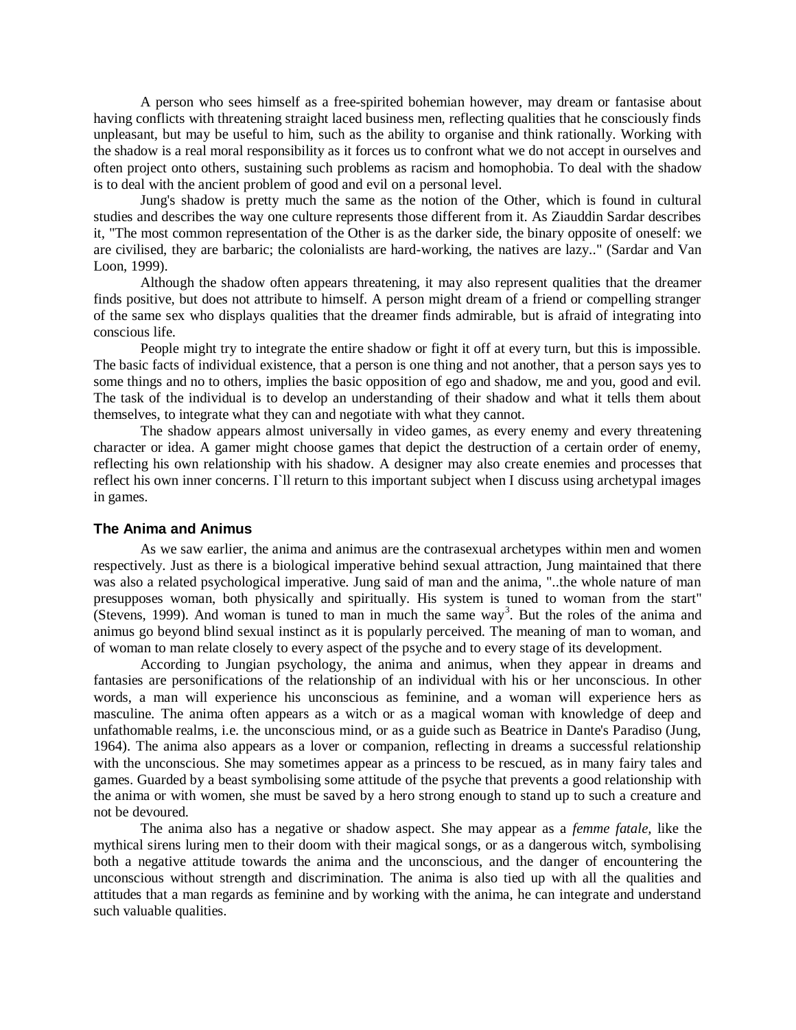A person who sees himself as a free-spirited bohemian however, may dream or fantasise about having conflicts with threatening straight laced business men, reflecting qualities that he consciously finds unpleasant, but may be useful to him, such as the ability to organise and think rationally. Working with the shadow is a real moral responsibility as it forces us to confront what we do not accept in ourselves and often project onto others, sustaining such problems as racism and homophobia. To deal with the shadow is to deal with the ancient problem of good and evil on a personal level.

Jung's shadow is pretty much the same as the notion of the Other, which is found in cultural studies and describes the way one culture represents those different from it. As Ziauddin Sardar describes it, "The most common representation of the Other is as the darker side, the binary opposite of oneself: we are civilised, they are barbaric; the colonialists are hard-working, the natives are lazy.." (Sardar and Van Loon, 1999).

Although the shadow often appears threatening, it may also represent qualities that the dreamer finds positive, but does not attribute to himself. A person might dream of a friend or compelling stranger of the same sex who displays qualities that the dreamer finds admirable, but is afraid of integrating into conscious life.

People might try to integrate the entire shadow or fight it off at every turn, but this is impossible. The basic facts of individual existence, that a person is one thing and not another, that a person says yes to some things and no to others, implies the basic opposition of ego and shadow, me and you, good and evil. The task of the individual is to develop an understanding of their shadow and what it tells them about themselves, to integrate what they can and negotiate with what they cannot.

The shadow appears almost universally in video games, as every enemy and every threatening character or idea. A gamer might choose games that depict the destruction of a certain order of enemy, reflecting his own relationship with his shadow. A designer may also create enemies and processes that reflect his own inner concerns. I`ll return to this important subject when I discuss using archetypal images in games.

### The Anima and Animus

As we saw earlier, the anima and animus are the contrasexual archetypes within men and women respectively. Just as there is a biological imperative behind sexual attraction, Jung maintained that there was also a related psychological imperative. Jung said of man and the anima, "..the whole nature of man presupposes woman, both physically and spiritually. His system is tuned to woman from the start" (Stevens, 1999). And woman is tuned to man in much the same way[3]. But the roles of the anima and animus go beyond blind sexual instinct as it is popularly perceived. The meaning of man to woman, and of woman to man relate closely to every aspect of the psyche and to every stage of its development.

According to Jungian psychology, the anima and animus, when they appear in dreams and fantasies are personifications of the relationship of an individual with his or her unconscious. In other words, a man will experience his unconscious as feminine, and a woman will experience hers as masculine. The anima often appears as a witch or as a magical woman with knowledge of deep and unfathomable realms, i.e. the unconscious mind, or as a guide such as Beatrice in Dante's Paradiso (Jung, 1964). The anima also appears as a lover or companion, reflecting in dreams a successful relationship with the unconscious. She may sometimes appear as a princess to be rescued, as in many fairy tales and games. Guarded by a beast symbolising some attitude of the psyche that prevents a good relationship with the anima or with women, she must be saved by a hero strong enough to stand up to such a creature and not be devoured.

The anima also has a negative or shadow aspect. She may appear as a *femme fatale*, like the mythical sirens luring men to their doom with their magical songs, or as a dangerous witch, symbolising both a negative attitude towards the anima and the unconscious, and the danger of encountering the unconscious without strength and discrimination. The anima is also tied up with all the qualities and attitudes that a man regards as feminine and by working with the anima, he can integrate and understand such valuable qualities.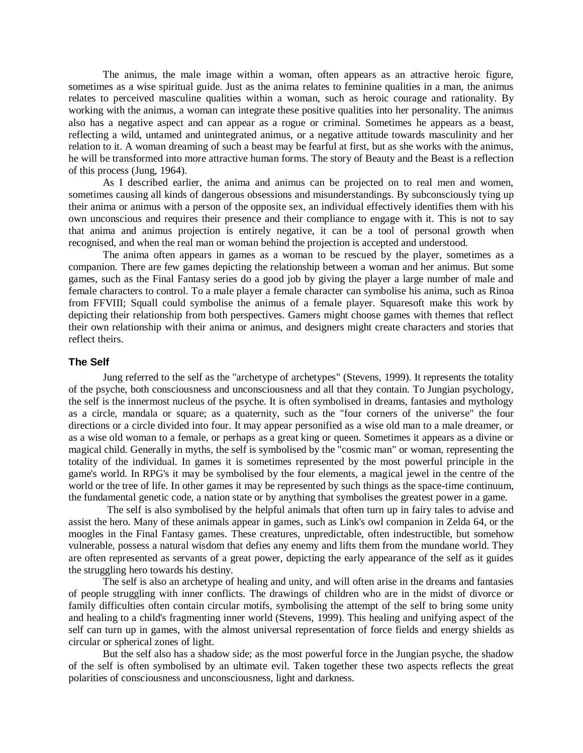The animus, the male image within a woman, often appears as an attractive heroic figure, sometimes as a wise spiritual guide. Just as the anima relates to feminine qualities in a man, the animus relates to perceived masculine qualities within a woman, such as heroic courage and rationality. By working with the animus, a woman can integrate these positive qualities into her personality. The animus also has a negative aspect and can appear as a rogue or criminal. Sometimes he appears as a beast, reflecting a wild, untamed and unintegrated animus, or a negative attitude towards masculinity and her relation to it. A woman dreaming of such a beast may be fearful at first, but as she works with the animus, he will be transformed into more attractive human forms. The story of Beauty and the Beast is a reflection of this process (Jung, 1964).

As I described earlier, the anima and animus can be projected on to real men and women, sometimes causing all kinds of dangerous obsessions and misunderstandings. By subconsciously tying up their anima or animus with a person of the opposite sex, an individual effectively identifies them with his own unconscious and requires their presence and their compliance to engage with it. This is not to say that anima and animus projection is entirely negative, it can be a tool of personal growth when recognised, and when the real man or woman behind the projection is accepted and understood.

The anima often appears in games as a woman to be rescued by the player, sometimes as a companion. There are few games depicting the relationship between a woman and her animus. But some games, such as the Final Fantasy series do a good job by giving the player a large number of male and female characters to control. To a male player a female character can symbolise his anima, such as Rinoa from FFVIII; Squall could symbolise the animus of a female player. Squaresoft make this work by depicting their relationship from both perspectives. Gamers might choose games with themes that reflect their own relationship with their anima or animus, and designers might create characters and stories that reflect theirs.

### The Self

Jung referred to the self as the "archetype of archetypes" (Stevens, 1999). It represents the totality of the psyche, both consciousness and unconsciousness and all that they contain. To Jungian psychology, the self is the innermost nucleus of the psyche. It is often symbolised in dreams, fantasies and mythology as a circle, mandala or square; as a quaternity, such as the "four corners of the universe" the four directions or a circle divided into four. It may appear personified as a wise old man to a male dreamer, or as a wise old woman to a female, or perhaps as a great king or queen. Sometimes it appears as a divine or magical child. Generally in myths, the self is symbolised by the "cosmic man" or woman, representing the totality of the individual. In games it is sometimes represented by the most powerful principle in the game's world. In RPG's it may be symbolised by the four elements, a magical jewel in the centre of the world or the tree of life. In other games it may be represented by such things as the space-time continuum, the fundamental genetic code, a nation state or by anything that symbolises the greatest power in a game.

The self is also symbolised by the helpful animals that often turn up in fairy tales to advise and assist the hero. Many of these animals appear in games, such as Link's owl companion in Zelda 64, or the moogles in the Final Fantasy games. These creatures, unpredictable, often indestructible, but somehow vulnerable, possess a natural wisdom that defies any enemy and lifts them from the mundane world. They are often represented as servants of a great power, depicting the early appearance of the self as it guides the struggling hero towards his destiny.

The self is also an archetype of healing and unity, and will often arise in the dreams and fantasies of people struggling with inner conflicts. The drawings of children who are in the midst of divorce or family difficulties often contain circular motifs, symbolising the attempt of the self to bring some unity and healing to a child's fragmenting inner world (Stevens, 1999). This healing and unifying aspect of the self can turn up in games, with the almost universal representation of force fields and energy shields as circular or spherical zones of light.

But the self also has a shadow side; as the most powerful force in the Jungian psyche, the shadow of the self is often symbolised by an ultimate evil. Taken together these two aspects reflects the great polarities of consciousness and unconsciousness, light and darkness.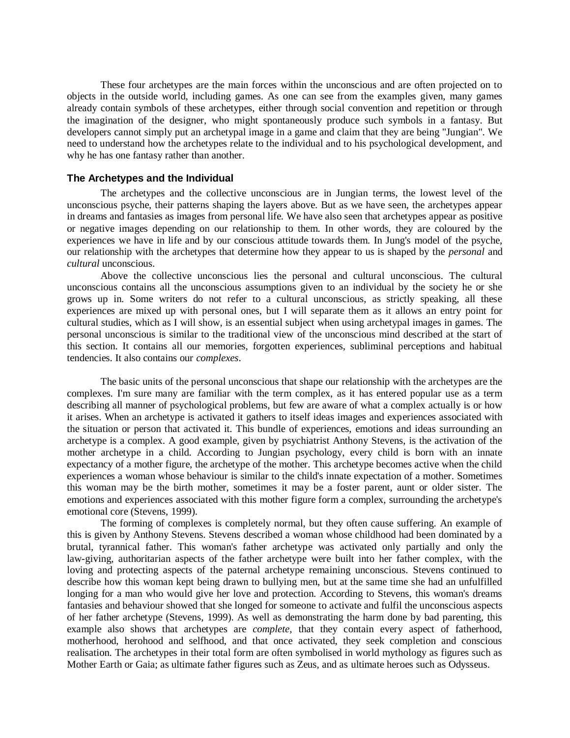These four archetypes are the main forces within the unconscious and are often projected on to objects in the outside world, including games. As one can see from the examples given, many games already contain symbols of these archetypes, either through social convention and repetition or through the imagination of the designer, who might spontaneously produce such symbols in a fantasy. But developers cannot simply put an archetypal image in a game and claim that they are being "Jungian". We need to understand how the archetypes relate to the individual and to his psychological development, and why he has one fantasy rather than another.

### The Archetypes and the Individual

The archetypes and the collective unconscious are in Jungian terms, the lowest level of the unconscious psyche, their patterns shaping the layers above. But as we have seen, the archetypes appear in dreams and fantasies as images from personal life. We have also seen that archetypes appear as positive or negative images depending on our relationship to them. In other words, they are coloured by the experiences we have in life and by our conscious attitude towards them. In Jung's model of the psyche, our relationship with the archetypes that determine how they appear to us is shaped by the *personal* and *cultural* unconscious.

Above the collective unconscious lies the personal and cultural unconscious. The cultural unconscious contains all the unconscious assumptions given to an individual by the society he or she grows up in. Some writers do not refer to a cultural unconscious, as strictly speaking, all these experiences are mixed up with personal ones, but I will separate them as it allows an entry point for cultural studies, which as I will show, is an essential subject when using archetypal images in games. The personal unconscious is similar to the traditional view of the unconscious mind described at the start of this section. It contains all our memories, forgotten experiences, subliminal perceptions and habitual tendencies. It also contains our *complexes*.

The basic units of the personal unconscious that shape our relationship with the archetypes are the complexes. I'm sure many are familiar with the term complex, as it has entered popular use as a term describing all manner of psychological problems, but few are aware of what a complex actually is or how it arises. When an archetype is activated it gathers to itself ideas images and experiences associated with the situation or person that activated it. This bundle of experiences, emotions and ideas surrounding an archetype is a complex. A good example, given by psychiatrist Anthony Stevens, is the activation of the mother archetype in a child. According to Jungian psychology, every child is born with an innate expectancy of a mother figure, the archetype of the mother. This archetype becomes active when the child experiences a woman whose behaviour is similar to the child's innate expectation of a mother. Sometimes this woman may be the birth mother, sometimes it may be a foster parent, aunt or older sister. The emotions and experiences associated with this mother figure form a complex, surrounding the archetype's emotional core (Stevens, 1999).

The forming of complexes is completely normal, but they often cause suffering. An example of this is given by Anthony Stevens. Stevens described a woman whose childhood had been dominated by a brutal, tyrannical father. This woman's father archetype was activated only partially and only the law-giving, authoritarian aspects of the father archetype were built into her father complex, with the loving and protecting aspects of the paternal archetype remaining unconscious. Stevens continued to describe how this woman kept being drawn to bullying men, but at the same time she had an unfulfilled longing for a man who would give her love and protection. According to Stevens, this woman's dreams fantasies and behaviour showed that she longed for someone to activate and fulfil the unconscious aspects of her father archetype (Stevens, 1999). As well as demonstrating the harm done by bad parenting, this example also shows that archetypes are *complete*, that they contain every aspect of fatherhood, motherhood, herohood and selfhood, and that once activated, they seek completion and conscious realisation. The archetypes in their total form are often symbolised in world mythology as figures such as Mother Earth or Gaia; as ultimate father figures such as Zeus, and as ultimate heroes such as Odysseus.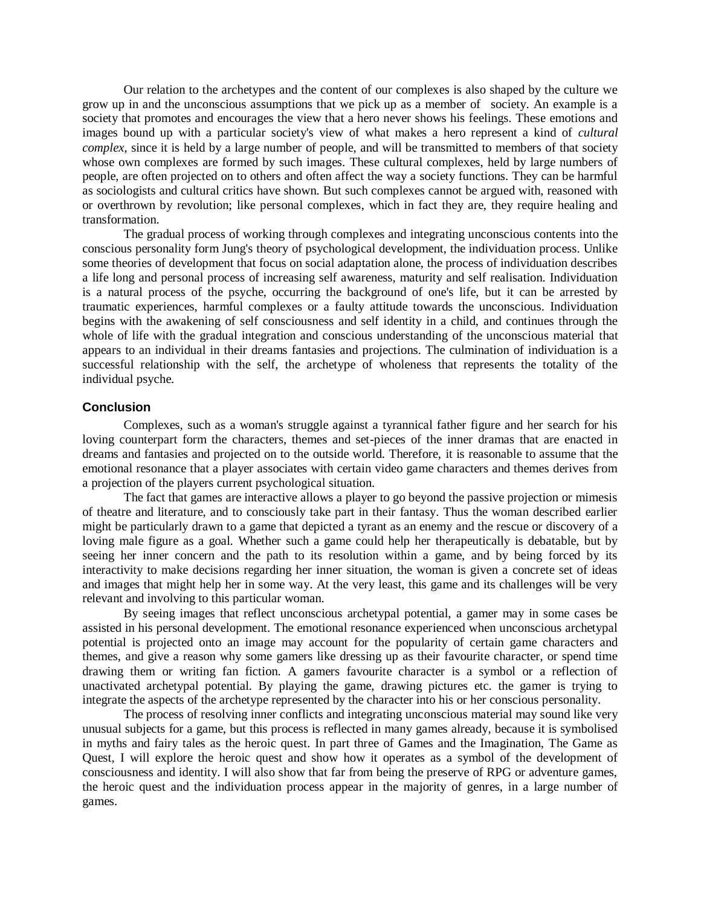Our relation to the archetypes and the content of our complexes is also shaped by the culture we grow up in and the unconscious assumptions that we pick up as a member of society. An example is a society that promotes and encourages the view that a hero never shows his feelings. These emotions and images bound up with a particular society's view of what makes a hero represent a kind of *cultural complex*, since it is held by a large number of people, and will be transmitted to members of that society whose own complexes are formed by such images. These cultural complexes, held by large numbers of people, are often projected on to others and often affect the way a society functions. They can be harmful as sociologists and cultural critics have shown. But such complexes cannot be argued with, reasoned with or overthrown by revolution; like personal complexes, which in fact they are, they require healing and transformation.

The gradual process of working through complexes and integrating unconscious contents into the conscious personality form Jung's theory of psychological development, the individuation process. Unlike some theories of development that focus on social adaptation alone, the process of individuation describes a life long and personal process of increasing self awareness, maturity and self realisation. Individuation is a natural process of the psyche, occurring the background of one's life, but it can be arrested by traumatic experiences, harmful complexes or a faulty attitude towards the unconscious. Individuation begins with the awakening of self consciousness and self identity in a child, and continues through the whole of life with the gradual integration and conscious understanding of the unconscious material that appears to an individual in their dreams fantasies and projections. The culmination of individuation is a successful relationship with the self, the archetype of wholeness that represents the totality of the individual psyche.

### Conclusion

Complexes, such as a woman's struggle against a tyrannical father figure and her search for his loving counterpart form the characters, themes and set-pieces of the inner dramas that are enacted in dreams and fantasies and projected on to the outside world. Therefore, it is reasonable to assume that the emotional resonance that a player associates with certain video game characters and themes derives from a projection of the players current psychological situation.

The fact that games are interactive allows a player to go beyond the passive projection or mimesis of theatre and literature, and to consciously take part in their fantasy. Thus the woman described earlier might be particularly drawn to a game that depicted a tyrant as an enemy and the rescue or discovery of a loving male figure as a goal. Whether such a game could help her therapeutically is debatable, but by seeing her inner concern and the path to its resolution within a game, and by being forced by its interactivity to make decisions regarding her inner situation, the woman is given a concrete set of ideas and images that might help her in some way. At the very least, this game and its challenges will be very relevant and involving to this particular woman.

By seeing images that reflect unconscious archetypal potential, a gamer may in some cases be assisted in his personal development. The emotional resonance experienced when unconscious archetypal potential is projected onto an image may account for the popularity of certain game characters and themes, and give a reason why some gamers like dressing up as their favourite character, or spend time drawing them or writing fan fiction. A gamers favourite character is a symbol or a reflection of unactivated archetypal potential. By playing the game, drawing pictures etc. the gamer is trying to integrate the aspects of the archetype represented by the character into his or her conscious personality.

The process of resolving inner conflicts and integrating unconscious material may sound like very unusual subjects for a game, but this process is reflected in many games already, because it is symbolised in myths and fairy tales as the heroic quest. In part three of Games and the Imagination, The Game as Quest, I will explore the heroic quest and show how it operates as a symbol of the development of consciousness and identity. I will also show that far from being the preserve of RPG or adventure games, the heroic quest and the individuation process appear in the majority of genres, in a large number of games.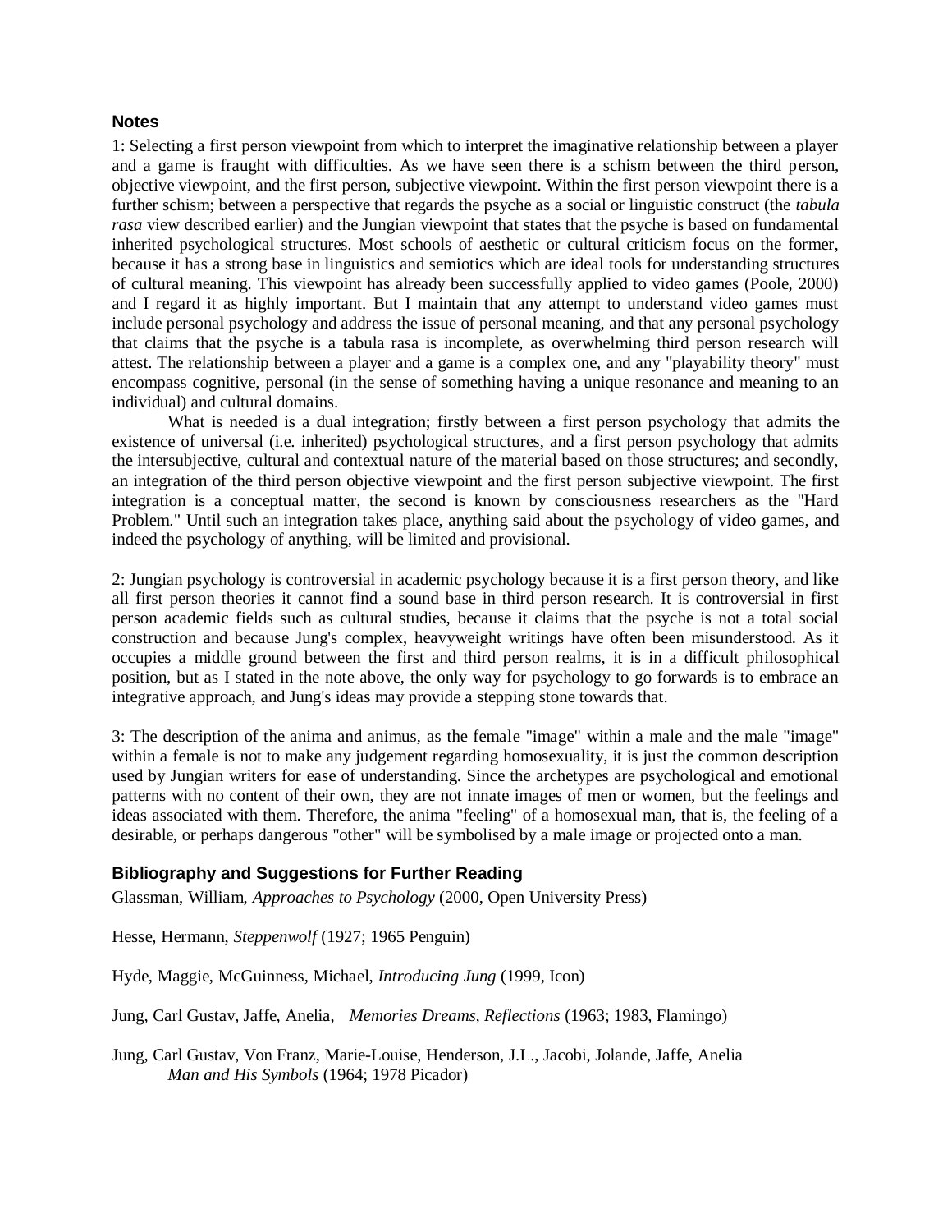### Notes

1: Selecting a first person viewpoint from which to interpret the imaginative relationship between a player and a game is fraught with difficulties. As we have seen there is a schism between the third person, objective viewpoint, and the first person, subjective viewpoint. Within the first person viewpoint there is a further schism; between a perspective that regards the psyche as a social or linguistic construct (the *tabula rasa* view described earlier) and the Jungian viewpoint that states that the psyche is based on fundamental inherited psychological structures. Most schools of aesthetic or cultural criticism focus on the former, because it has a strong base in linguistics and semiotics which are ideal tools for understanding structures of cultural meaning. This viewpoint has already been successfully applied to video games (Poole, 2000) and I regard it as highly important. But I maintain that any attempt to understand video games must include personal psychology and address the issue of personal meaning, and that any personal psychology that claims that the psyche is a tabula rasa is incomplete, as overwhelming third person research will attest. The relationship between a player and a game is a complex one, and any "playability theory" must encompass cognitive, personal (in the sense of something having a unique resonance and meaning to an individual) and cultural domains.

What is needed is a dual integration; firstly between a first person psychology that admits the existence of universal (i.e. inherited) psychological structures, and a first person psychology that admits the intersubjective, cultural and contextual nature of the material based on those structures; and secondly, an integration of the third person objective viewpoint and the first person subjective viewpoint. The first integration is a conceptual matter, the second is known by consciousness researchers as the "Hard Problem." Until such an integration takes place, anything said about the psychology of video games, and indeed the psychology of anything, will be limited and provisional.

2: Jungian psychology is controversial in academic psychology because it is a first person theory, and like all first person theories it cannot find a sound base in third person research. It is controversial in first person academic fields such as cultural studies, because it claims that the psyche is not a total social construction and because Jung's complex, heavyweight writings have often been misunderstood. As it occupies a middle ground between the first and third person realms, it is in a difficult philosophical position, but as I stated in the note above, the only way for psychology to go forwards is to embrace an integrative approach, and Jung's ideas may provide a stepping stone towards that.

3: The description of the anima and animus, as the female "image" within a male and the male "image" within a female is not to make any judgement regarding homosexuality, it is just the common description used by Jungian writers for ease of understanding. Since the archetypes are psychological and emotional patterns with no content of their own, they are not innate images of men or women, but the feelings and ideas associated with them. Therefore, the anima "feeling" of a homosexual man, that is, the feeling of a desirable, or perhaps dangerous "other" will be symbolised by a male image or projected onto a man.

### Bibliography and Suggestions for Further Reading

Glassman, William, *Approaches to Psychology* (2000, Open University Press)

Hesse, Hermann, *Steppenwolf* (1927; 1965 Penguin)

Hyde, Maggie, McGuinness, Michael, *Introducing Jung* (1999, Icon)

Jung, Carl Gustav, Jaffe, Anelia, *Memories Dreams, Reflections* (1963; 1983, Flamingo)

Jung, Carl Gustav, Von Franz, Marie-Louise, Henderson, J.L., Jacobi, Jolande, Jaffe, Anelia *Man and His Symbols* (1964; 1978 Picador)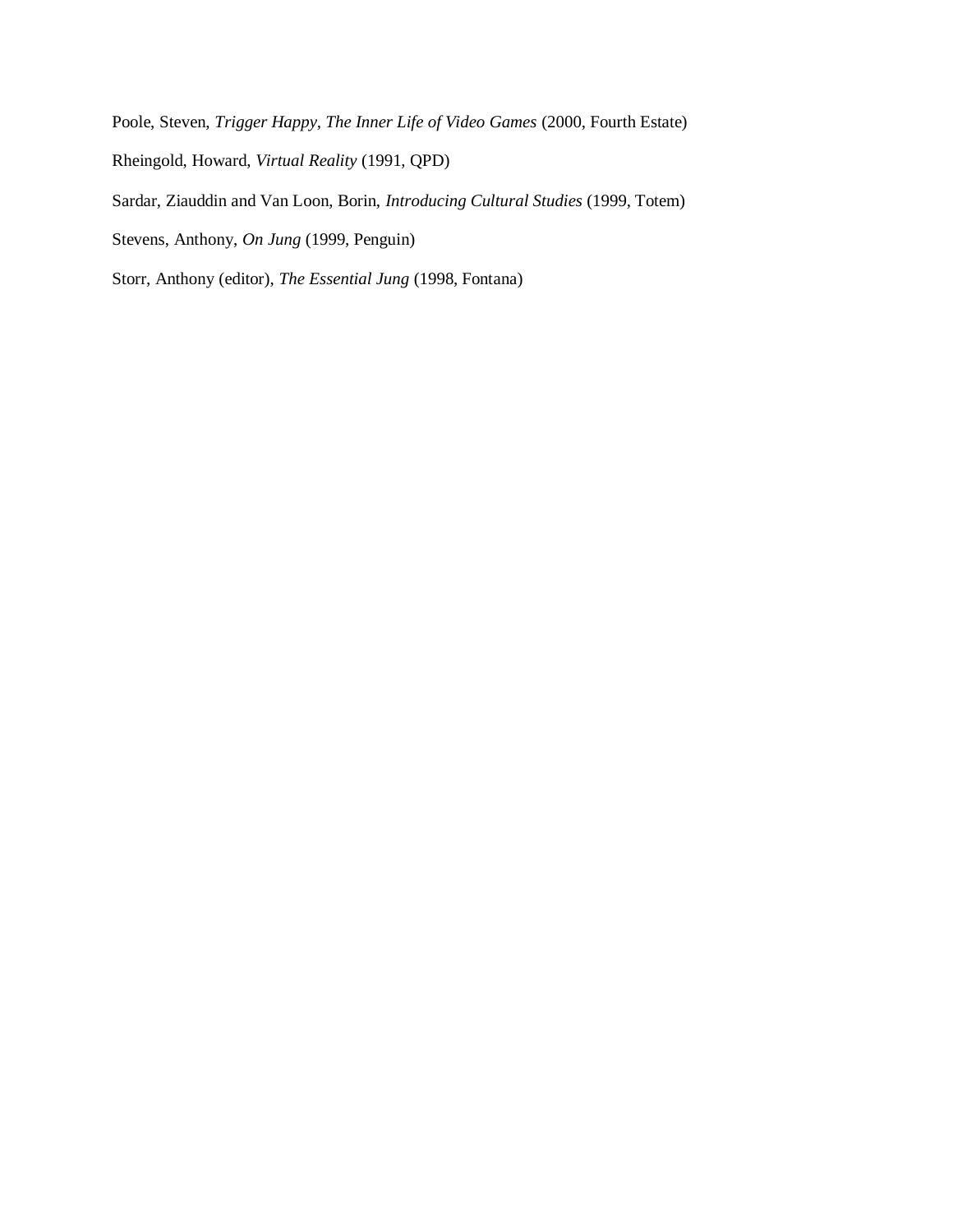Poole, Steven, *Trigger Happy, The Inner Life of Video Games* (2000, Fourth Estate)

Rheingold, Howard, *Virtual Reality* (1991, QPD)

Sardar, Ziauddin and Van Loon, Borin, *Introducing Cultural Studies* (1999, Totem)

Stevens, Anthony, *On Jung* (1999, Penguin)

Storr, Anthony (editor), *The Essential Jung* (1998, Fontana)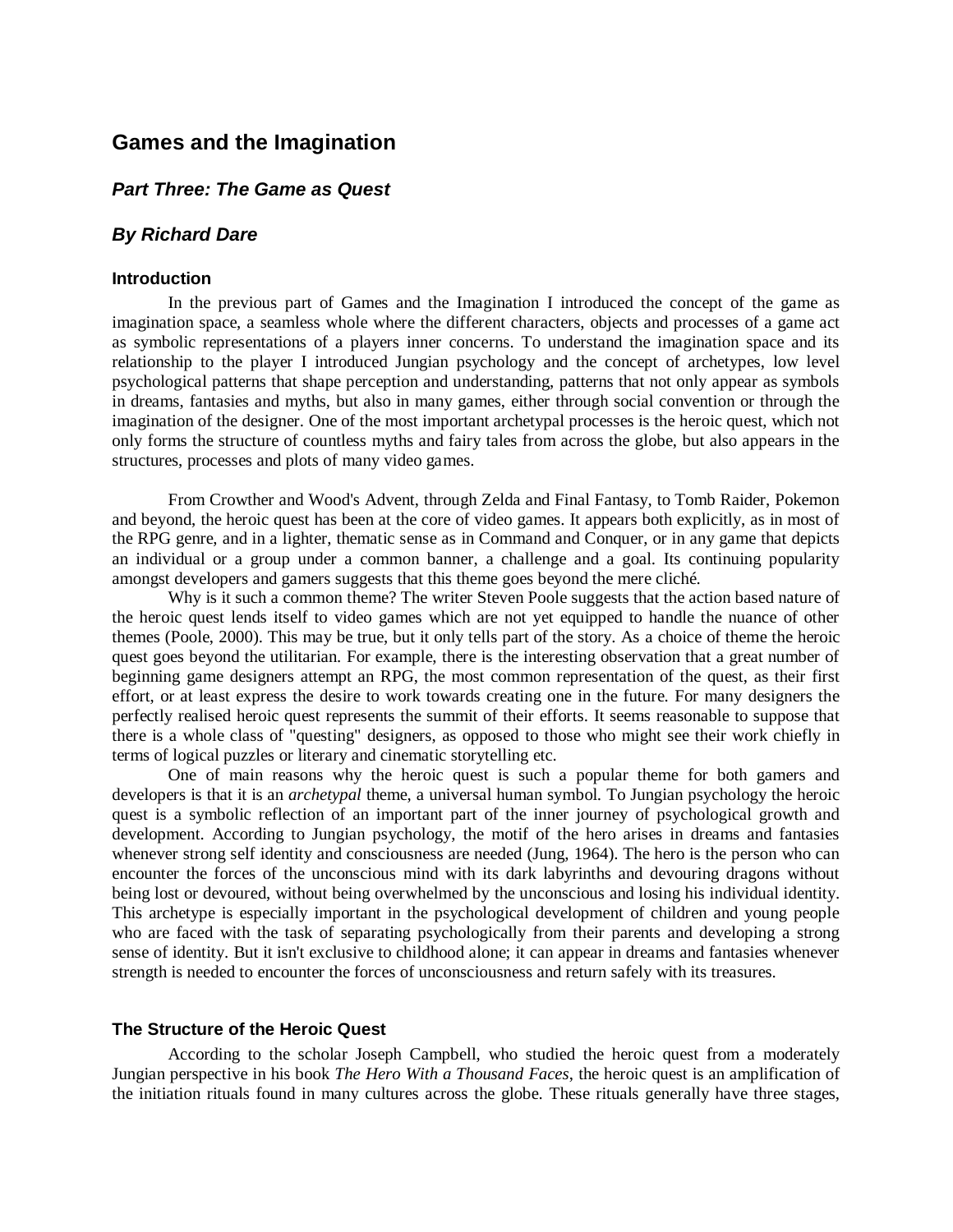# Games and the Imagination

## *Part Three: The Game as Quest*

## *By Richard Dare*

### Introduction

In the previous part of Games and the Imagination I introduced the concept of the game as imagination space, a seamless whole where the different characters, objects and processes of a game act as symbolic representations of a players inner concerns. To understand the imagination space and its relationship to the player I introduced Jungian psychology and the concept of archetypes, low level psychological patterns that shape perception and understanding, patterns that not only appear as symbols in dreams, fantasies and myths, but also in many games, either through social convention or through the imagination of the designer. One of the most important archetypal processes is the heroic quest, which not only forms the structure of countless myths and fairy tales from across the globe, but also appears in the structures, processes and plots of many video games.

From Crowther and Wood's Advent, through Zelda and Final Fantasy, to Tomb Raider, Pokemon and beyond, the heroic quest has been at the core of video games. It appears both explicitly, as in most of the RPG genre, and in a lighter, thematic sense as in Command and Conquer, or in any game that depicts an individual or a group under a common banner, a challenge and a goal. Its continuing popularity amongst developers and gamers suggests that this theme goes beyond the mere cliché.

Why is it such a common theme? The writer Steven Poole suggests that the action based nature of the heroic quest lends itself to video games which are not yet equipped to handle the nuance of other themes (Poole, 2000). This may be true, but it only tells part of the story. As a choice of theme the heroic quest goes beyond the utilitarian. For example, there is the interesting observation that a great number of beginning game designers attempt an RPG, the most common representation of the quest, as their first effort, or at least express the desire to work towards creating one in the future. For many designers the perfectly realised heroic quest represents the summit of their efforts. It seems reasonable to suppose that there is a whole class of "questing" designers, as opposed to those who might see their work chiefly in terms of logical puzzles or literary and cinematic storytelling etc.

One of main reasons why the heroic quest is such a popular theme for both gamers and developers is that it is an *archetypal* theme, a universal human symbol. To Jungian psychology the heroic quest is a symbolic reflection of an important part of the inner journey of psychological growth and development. According to Jungian psychology, the motif of the hero arises in dreams and fantasies whenever strong self identity and consciousness are needed (Jung, 1964). The hero is the person who can encounter the forces of the unconscious mind with its dark labyrinths and devouring dragons without being lost or devoured, without being overwhelmed by the unconscious and losing his individual identity. This archetype is especially important in the psychological development of children and young people who are faced with the task of separating psychologically from their parents and developing a strong sense of identity. But it isn't exclusive to childhood alone; it can appear in dreams and fantasies whenever strength is needed to encounter the forces of unconsciousness and return safely with its treasures.

### The Structure of the Heroic Quest

According to the scholar Joseph Campbell, who studied the heroic quest from a moderately Jungian perspective in his book *The Hero With a Thousand Faces*, the heroic quest is an amplification of the initiation rituals found in many cultures across the globe. These rituals generally have three stages,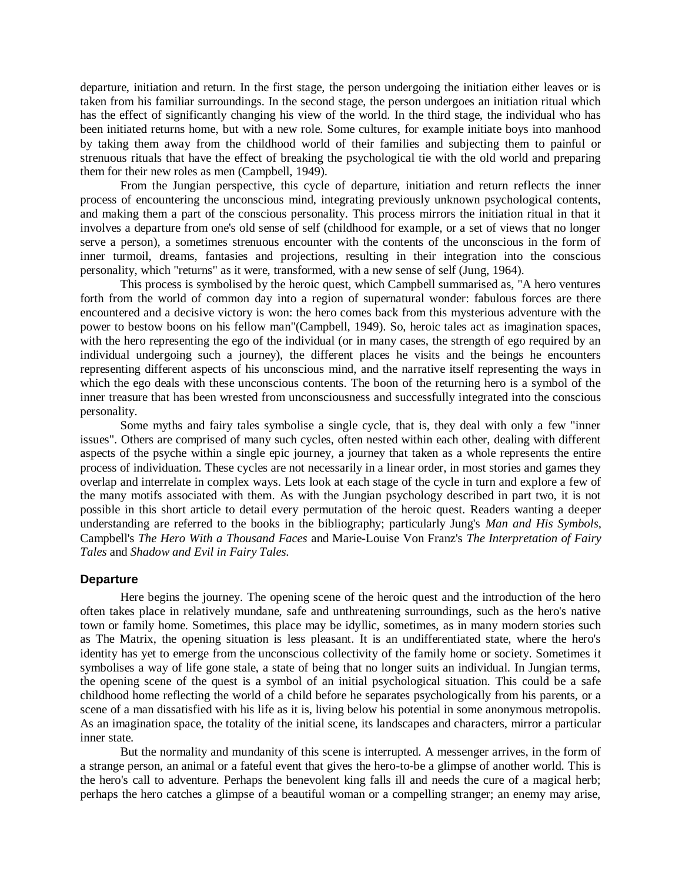departure, initiation and return. In the first stage, the person undergoing the initiation either leaves or is taken from his familiar surroundings. In the second stage, the person undergoes an initiation ritual which has the effect of significantly changing his view of the world. In the third stage, the individual who has been initiated returns home, but with a new role. Some cultures, for example initiate boys into manhood by taking them away from the childhood world of their families and subjecting them to painful or strenuous rituals that have the effect of breaking the psychological tie with the old world and preparing them for their new roles as men (Campbell, 1949).

From the Jungian perspective, this cycle of departure, initiation and return reflects the inner process of encountering the unconscious mind, integrating previously unknown psychological contents, and making them a part of the conscious personality. This process mirrors the initiation ritual in that it involves a departure from one's old sense of self (childhood for example, or a set of views that no longer serve a person), a sometimes strenuous encounter with the contents of the unconscious in the form of inner turmoil, dreams, fantasies and projections, resulting in their integration into the conscious personality, which "returns" as it were, transformed, with a new sense of self (Jung, 1964).

This process is symbolised by the heroic quest, which Campbell summarised as, "A hero ventures forth from the world of common day into a region of supernatural wonder: fabulous forces are there encountered and a decisive victory is won: the hero comes back from this mysterious adventure with the power to bestow boons on his fellow man"(Campbell, 1949). So, heroic tales act as imagination spaces, with the hero representing the ego of the individual (or in many cases, the strength of ego required by an individual undergoing such a journey), the different places he visits and the beings he encounters representing different aspects of his unconscious mind, and the narrative itself representing the ways in which the ego deals with these unconscious contents. The boon of the returning hero is a symbol of the inner treasure that has been wrested from unconsciousness and successfully integrated into the conscious personality.

Some myths and fairy tales symbolise a single cycle, that is, they deal with only a few "inner issues". Others are comprised of many such cycles, often nested within each other, dealing with different aspects of the psyche within a single epic journey, a journey that taken as a whole represents the entire process of individuation. These cycles are not necessarily in a linear order, in most stories and games they overlap and interrelate in complex ways. Lets look at each stage of the cycle in turn and explore a few of the many motifs associated with them. As with the Jungian psychology described in part two, it is not possible in this short article to detail every permutation of the heroic quest. Readers wanting a deeper understanding are referred to the books in the bibliography; particularly Jung's *Man and His Symbols*, Campbell's *The Hero With a Thousand Faces* and Marie-Louise Von Franz's *The Interpretation of Fairy Tales* and *Shadow and Evil in Fairy Tales.*

### Departure

Here begins the journey. The opening scene of the heroic quest and the introduction of the hero often takes place in relatively mundane, safe and unthreatening surroundings, such as the hero's native town or family home. Sometimes, this place may be idyllic, sometimes, as in many modern stories such as The Matrix, the opening situation is less pleasant. It is an undifferentiated state, where the hero's identity has yet to emerge from the unconscious collectivity of the family home or society. Sometimes it symbolises a way of life gone stale, a state of being that no longer suits an individual. In Jungian terms, the opening scene of the quest is a symbol of an initial psychological situation. This could be a safe childhood home reflecting the world of a child before he separates psychologically from his parents, or a scene of a man dissatisfied with his life as it is, living below his potential in some anonymous metropolis. As an imagination space, the totality of the initial scene, its landscapes and characters, mirror a particular inner state.

But the normality and mundanity of this scene is interrupted. A messenger arrives, in the form of a strange person, an animal or a fateful event that gives the hero-to-be a glimpse of another world. This is the hero's call to adventure. Perhaps the benevolent king falls ill and needs the cure of a magical herb; perhaps the hero catches a glimpse of a beautiful woman or a compelling stranger; an enemy may arise,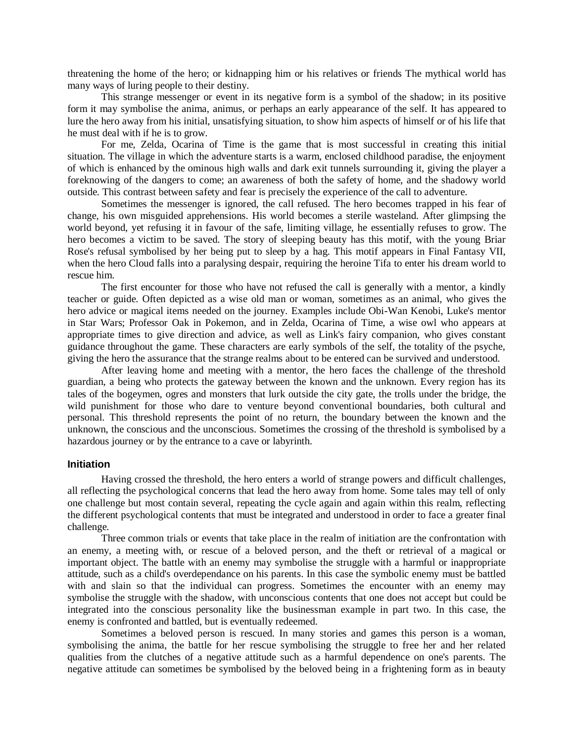threatening the home of the hero; or kidnapping him or his relatives or friends The mythical world has many ways of luring people to their destiny.

This strange messenger or event in its negative form is a symbol of the shadow; in its positive form it may symbolise the anima, animus, or perhaps an early appearance of the self. It has appeared to lure the hero away from his initial, unsatisfying situation, to show him aspects of himself or of his life that he must deal with if he is to grow.

For me, Zelda, Ocarina of Time is the game that is most successful in creating this initial situation. The village in which the adventure starts is a warm, enclosed childhood paradise, the enjoyment of which is enhanced by the ominous high walls and dark exit tunnels surrounding it, giving the player a foreknowing of the dangers to come; an awareness of both the safety of home, and the shadowy world outside. This contrast between safety and fear is precisely the experience of the call to adventure.

Sometimes the messenger is ignored, the call refused. The hero becomes trapped in his fear of change, his own misguided apprehensions. His world becomes a sterile wasteland. After glimpsing the world beyond, yet refusing it in favour of the safe, limiting village, he essentially refuses to grow. The hero becomes a victim to be saved. The story of sleeping beauty has this motif, with the young Briar Rose's refusal symbolised by her being put to sleep by a hag. This motif appears in Final Fantasy VII, when the hero Cloud falls into a paralysing despair, requiring the heroine Tifa to enter his dream world to rescue him.

The first encounter for those who have not refused the call is generally with a mentor, a kindly teacher or guide. Often depicted as a wise old man or woman, sometimes as an animal, who gives the hero advice or magical items needed on the journey. Examples include Obi-Wan Kenobi, Luke's mentor in Star Wars; Professor Oak in Pokemon, and in Zelda, Ocarina of Time, a wise owl who appears at appropriate times to give direction and advice, as well as Link's fairy companion, who gives constant guidance throughout the game. These characters are early symbols of the self, the totality of the psyche, giving the hero the assurance that the strange realms about to be entered can be survived and understood.

After leaving home and meeting with a mentor, the hero faces the challenge of the threshold guardian, a being who protects the gateway between the known and the unknown. Every region has its tales of the bogeymen, ogres and monsters that lurk outside the city gate, the trolls under the bridge, the wild punishment for those who dare to venture beyond conventional boundaries, both cultural and personal. This threshold represents the point of no return, the boundary between the known and the unknown, the conscious and the unconscious. Sometimes the crossing of the threshold is symbolised by a hazardous journey or by the entrance to a cave or labyrinth.

### Initiation

Having crossed the threshold, the hero enters a world of strange powers and difficult challenges, all reflecting the psychological concerns that lead the hero away from home. Some tales may tell of only one challenge but most contain several, repeating the cycle again and again within this realm, reflecting the different psychological contents that must be integrated and understood in order to face a greater final challenge.

Three common trials or events that take place in the realm of initiation are the confrontation with an enemy, a meeting with, or rescue of a beloved person, and the theft or retrieval of a magical or important object. The battle with an enemy may symbolise the struggle with a harmful or inappropriate attitude, such as a child's overdependance on his parents. In this case the symbolic enemy must be battled with and slain so that the individual can progress. Sometimes the encounter with an enemy may symbolise the struggle with the shadow, with unconscious contents that one does not accept but could be integrated into the conscious personality like the businessman example in part two. In this case, the enemy is confronted and battled, but is eventually redeemed.

Sometimes a beloved person is rescued. In many stories and games this person is a woman, symbolising the anima, the battle for her rescue symbolising the struggle to free her and her related qualities from the clutches of a negative attitude such as a harmful dependence on one's parents. The negative attitude can sometimes be symbolised by the beloved being in a frightening form as in beauty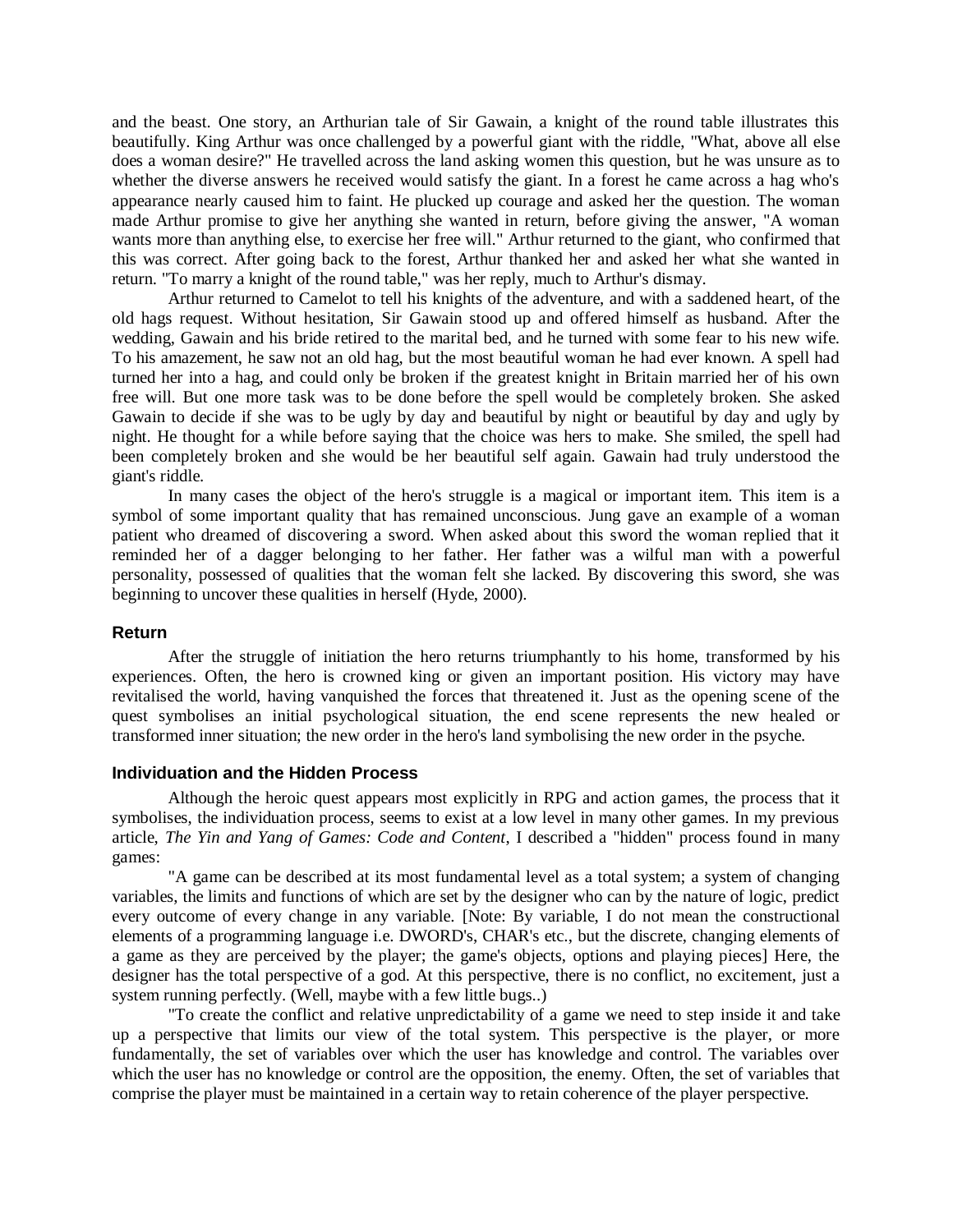and the beast. One story, an Arthurian tale of Sir Gawain, a knight of the round table illustrates this beautifully. King Arthur was once challenged by a powerful giant with the riddle, "What, above all else does a woman desire?" He travelled across the land asking women this question, but he was unsure as to whether the diverse answers he received would satisfy the giant. In a forest he came across a hag who's appearance nearly caused him to faint. He plucked up courage and asked her the question. The woman made Arthur promise to give her anything she wanted in return, before giving the answer, "A woman wants more than anything else, to exercise her free will." Arthur returned to the giant, who confirmed that this was correct. After going back to the forest, Arthur thanked her and asked her what she wanted in return. "To marry a knight of the round table," was her reply, much to Arthur's dismay.

Arthur returned to Camelot to tell his knights of the adventure, and with a saddened heart, of the old hags request. Without hesitation, Sir Gawain stood up and offered himself as husband. After the wedding, Gawain and his bride retired to the marital bed, and he turned with some fear to his new wife. To his amazement, he saw not an old hag, but the most beautiful woman he had ever known. A spell had turned her into a hag, and could only be broken if the greatest knight in Britain married her of his own free will. But one more task was to be done before the spell would be completely broken. She asked Gawain to decide if she was to be ugly by day and beautiful by night or beautiful by day and ugly by night. He thought for a while before saying that the choice was hers to make. She smiled, the spell had been completely broken and she would be her beautiful self again. Gawain had truly understood the giant's riddle.

In many cases the object of the hero's struggle is a magical or important item. This item is a symbol of some important quality that has remained unconscious. Jung gave an example of a woman patient who dreamed of discovering a sword. When asked about this sword the woman replied that it reminded her of a dagger belonging to her father. Her father was a wilful man with a powerful personality, possessed of qualities that the woman felt she lacked. By discovering this sword, she was beginning to uncover these qualities in herself (Hyde, 2000).

### Return

After the struggle of initiation the hero returns triumphantly to his home, transformed by his experiences. Often, the hero is crowned king or given an important position. His victory may have revitalised the world, having vanquished the forces that threatened it. Just as the opening scene of the quest symbolises an initial psychological situation, the end scene represents the new healed or transformed inner situation; the new order in the hero's land symbolising the new order in the psyche.

### Individuation and the Hidden Process

Although the heroic quest appears most explicitly in RPG and action games, the process that it symbolises, the individuation process, seems to exist at a low level in many other games. In my previous article, *The Yin and Yang of Games: Code and Content*, I described a "hidden" process found in many games:

"A game can be described at its most fundamental level as a total system; a system of changing variables, the limits and functions of which are set by the designer who can by the nature of logic, predict every outcome of every change in any variable. [Note: By variable, I do not mean the constructional elements of a programming language i.e. DWORD's, CHAR's etc., but the discrete, changing elements of a game as they are perceived by the player; the game's objects, options and playing pieces] Here, the designer has the total perspective of a god. At this perspective, there is no conflict, no excitement, just a system running perfectly. (Well, maybe with a few little bugs..)

"To create the conflict and relative unpredictability of a game we need to step inside it and take up a perspective that limits our view of the total system. This perspective is the player, or more fundamentally, the set of variables over which the user has knowledge and control. The variables over which the user has no knowledge or control are the opposition, the enemy. Often, the set of variables that comprise the player must be maintained in a certain way to retain coherence of the player perspective.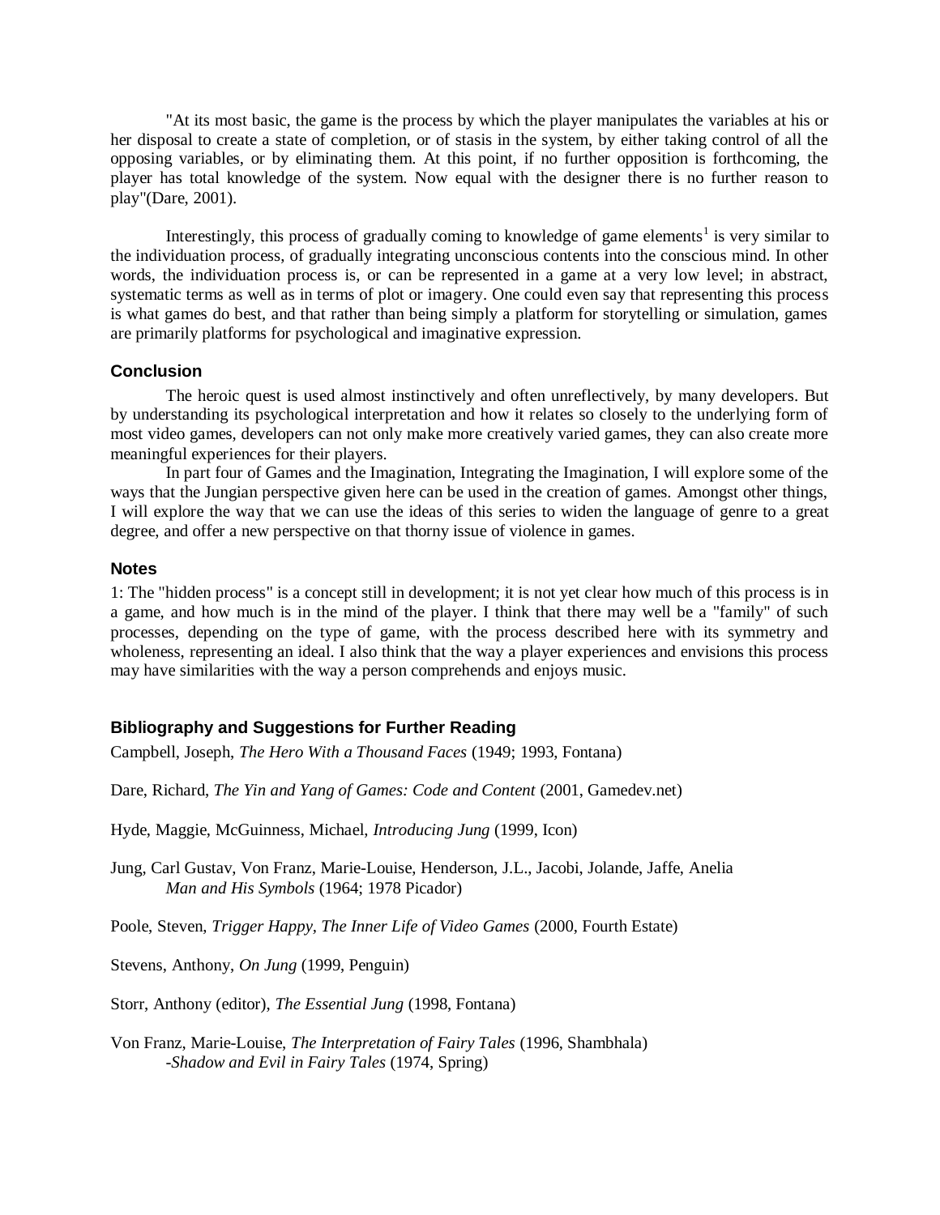"At its most basic, the game is the process by which the player manipulates the variables at his or her disposal to create a state of completion, or of stasis in the system, by either taking control of all the opposing variables, or by eliminating them. At this point, if no further opposition is forthcoming, the player has total knowledge of the system. Now equal with the designer there is no further reason to play"(Dare, 2001).

Interestingly, this process of gradually coming to knowledge of game elements[1] is very similar to the individuation process, of gradually integrating unconscious contents into the conscious mind. In other words, the individuation process is, or can be represented in a game at a very low level; in abstract, systematic terms as well as in terms of plot or imagery. One could even say that representing this process is what games do best, and that rather than being simply a platform for storytelling or simulation, games are primarily platforms for psychological and imaginative expression.

### Conclusion

The heroic quest is used almost instinctively and often unreflectively, by many developers. But by understanding its psychological interpretation and how it relates so closely to the underlying form of most video games, developers can not only make more creatively varied games, they can also create more meaningful experiences for their players.

In part four of Games and the Imagination, Integrating the Imagination, I will explore some of the ways that the Jungian perspective given here can be used in the creation of games. Amongst other things, I will explore the way that we can use the ideas of this series to widen the language of genre to a great degree, and offer a new perspective on that thorny issue of violence in games.

### Notes

1: The "hidden process" is a concept still in development; it is not yet clear how much of this process is in a game, and how much is in the mind of the player. I think that there may well be a "family" of such processes, depending on the type of game, with the process described here with its symmetry and wholeness, representing an ideal. I also think that the way a player experiences and envisions this process may have similarities with the way a person comprehends and enjoys music.

### Bibliography and Suggestions for Further Reading

Campbell, Joseph, *The Hero With a Thousand Faces* (1949; 1993, Fontana)

Dare, Richard, *The Yin and Yang of Games: Code and Content* (2001, Gamedev.net)

Hyde, Maggie, McGuinness, Michael, *Introducing Jung* (1999, Icon)

Jung, Carl Gustav, Von Franz, Marie-Louise, Henderson, J.L., Jacobi, Jolande, Jaffe, Anelia
*Man and His Symbols* (1964; 1978 Picador)

Poole, Steven, *Trigger Happy, The Inner Life of Video Games* (2000, Fourth Estate)

Stevens, Anthony, *On Jung* (1999, Penguin)

Storr, Anthony (editor), *The Essential Jung* (1998, Fontana)

Von Franz, Marie-Louise, *The Interpretation of Fairy Tales* (1996, Shambhala)
-*Shadow and Evil in Fairy Tales* (1974, Spring)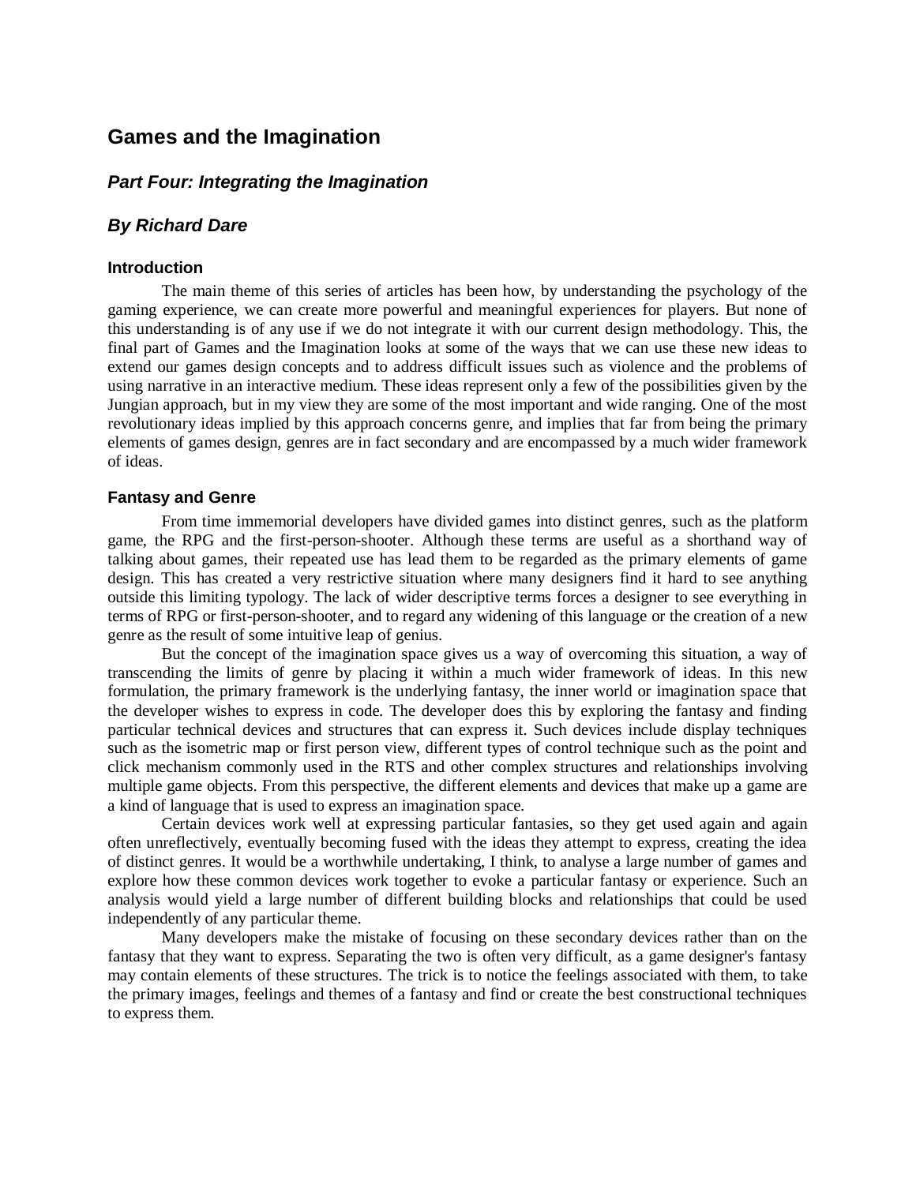## Games and the Imagination

### *Part Four: Integrating the Imagination*

### *By Richard Dare*

#### Introduction

The main theme of this series of articles has been how, by understanding the psychology of the gaming experience, we can create more powerful and meaningful experiences for players. But none of this understanding is of any use if we do not integrate it with our current design methodology. This, the final part of Games and the Imagination looks at some of the ways that we can use these new ideas to extend our games design concepts and to address difficult issues such as violence and the problems of using narrative in an interactive medium. These ideas represent only a few of the possibilities given by the Jungian approach, but in my view they are some of the most important and wide ranging. One of the most revolutionary ideas implied by this approach concerns genre, and implies that far from being the primary elements of games design, genres are in fact secondary and are encompassed by a much wider framework of ideas.

#### Fantasy and Genre

From time immemorial developers have divided games into distinct genres, such as the platform game, the RPG and the first-person-shooter. Although these terms are useful as a shorthand way of talking about games, their repeated use has lead them to be regarded as the primary elements of game design. This has created a very restrictive situation where many designers find it hard to see anything outside this limiting typology. The lack of wider descriptive terms forces a designer to see everything in terms of RPG or first-person-shooter, and to regard any widening of this language or the creation of a new genre as the result of some intuitive leap of genius.

But the concept of the imagination space gives us a way of overcoming this situation, a way of transcending the limits of genre by placing it within a much wider framework of ideas. In this new formulation, the primary framework is the underlying fantasy, the inner world or imagination space that the developer wishes to express in code. The developer does this by exploring the fantasy and finding particular technical devices and structures that can express it. Such devices include display techniques such as the isometric map or first person view, different types of control technique such as the point and click mechanism commonly used in the RTS and other complex structures and relationships involving multiple game objects. From this perspective, the different elements and devices that make up a game are a kind of language that is used to express an imagination space.

Certain devices work well at expressing particular fantasies, so they get used again and again often unreflectively, eventually becoming fused with the ideas they attempt to express, creating the idea of distinct genres. It would be a worthwhile undertaking, I think, to analyse a large number of games and explore how these common devices work together to evoke a particular fantasy or experience. Such an analysis would yield a large number of different building blocks and relationships that could be used independently of any particular theme.

Many developers make the mistake of focusing on these secondary devices rather than on the fantasy that they want to express. Separating the two is often very difficult, as a game designer's fantasy may contain elements of these structures. The trick is to notice the feelings associated with them, to take the primary images, feelings and themes of a fantasy and find or create the best constructional techniques to express them.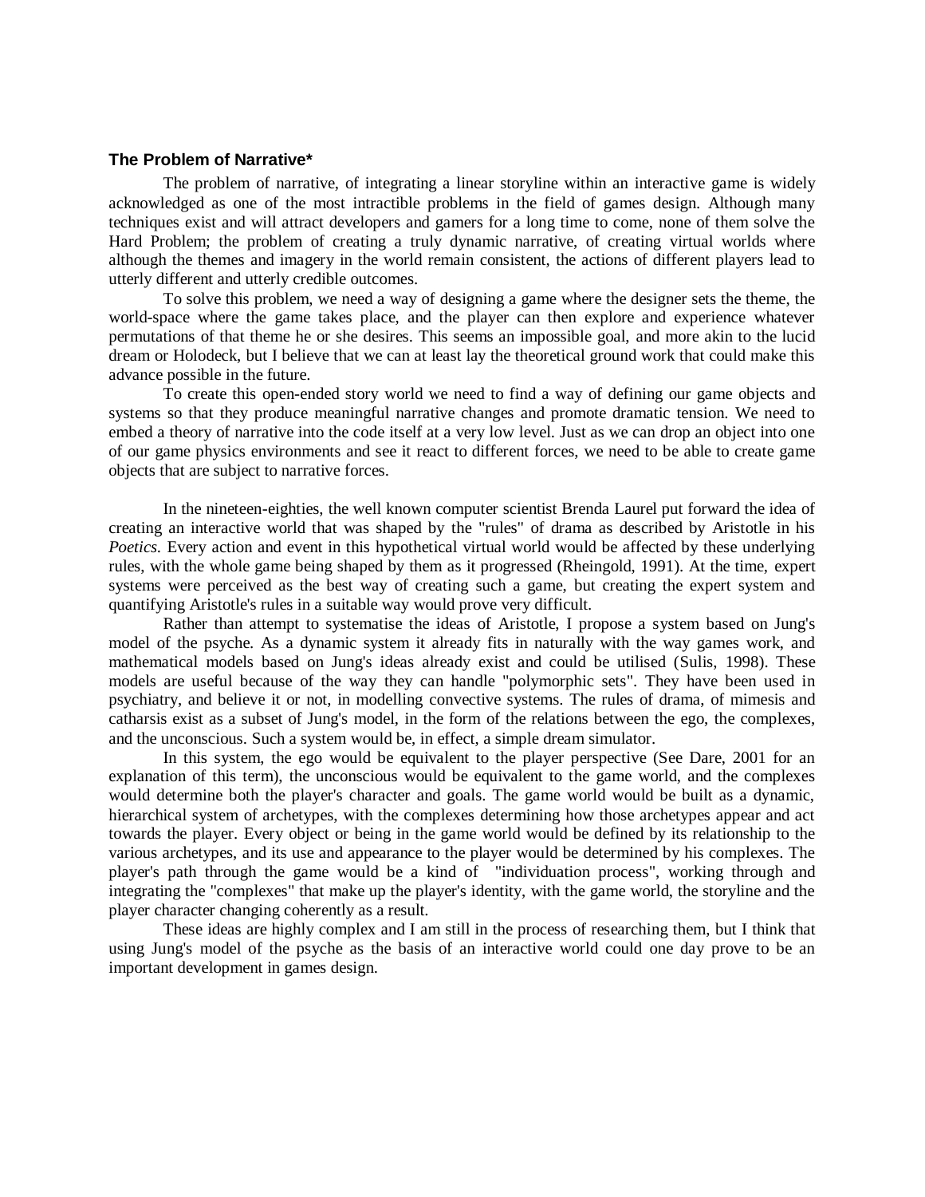### The Problem of Narrative*

The problem of narrative, of integrating a linear storyline within an interactive game is widely acknowledged as one of the most intractible problems in the field of games design. Although many techniques exist and will attract developers and gamers for a long time to come, none of them solve the Hard Problem; the problem of creating a truly dynamic narrative, of creating virtual worlds where although the themes and imagery in the world remain consistent, the actions of different players lead to utterly different and utterly credible outcomes.

To solve this problem, we need a way of designing a game where the designer sets the theme, the world-space where the game takes place, and the player can then explore and experience whatever permutations of that theme he or she desires. This seems an impossible goal, and more akin to the lucid dream or Holodeck, but I believe that we can at least lay the theoretical ground work that could make this advance possible in the future.

To create this open-ended story world we need to find a way of defining our game objects and systems so that they produce meaningful narrative changes and promote dramatic tension. We need to embed a theory of narrative into the code itself at a very low level. Just as we can drop an object into one of our game physics environments and see it react to different forces, we need to be able to create game objects that are subject to narrative forces.

In the nineteen-eighties, the well known computer scientist Brenda Laurel put forward the idea of creating an interactive world that was shaped by the "rules" of drama as described by Aristotle in his *Poetics*. Every action and event in this hypothetical virtual world would be affected by these underlying rules, with the whole game being shaped by them as it progressed (Rheingold, 1991). At the time, expert systems were perceived as the best way of creating such a game, but creating the expert system and quantifying Aristotle's rules in a suitable way would prove very difficult.

Rather than attempt to systematise the ideas of Aristotle, I propose a system based on Jung's model of the psyche. As a dynamic system it already fits in naturally with the way games work, and mathematical models based on Jung's ideas already exist and could be utilised (Sulis, 1998). These models are useful because of the way they can handle "polymorphic sets". They have been used in psychiatry, and believe it or not, in modelling convective systems. The rules of drama, of mimesis and catharsis exist as a subset of Jung's model, in the form of the relations between the ego, the complexes, and the unconscious. Such a system would be, in effect, a simple dream simulator.

In this system, the ego would be equivalent to the player perspective (See Dare, 2001 for an explanation of this term), the unconscious would be equivalent to the game world, and the complexes would determine both the player's character and goals. The game world would be built as a dynamic, hierarchical system of archetypes, with the complexes determining how those archetypes appear and act towards the player. Every object or being in the game world would be defined by its relationship to the various archetypes, and its use and appearance to the player would be determined by his complexes. The player's path through the game would be a kind of "individuation process", working through and integrating the "complexes" that make up the player's identity, with the game world, the storyline and the player character changing coherently as a result.

These ideas are highly complex and I am still in the process of researching them, but I think that using Jung's model of the psyche as the basis of an interactive world could one day prove to be an important development in games design.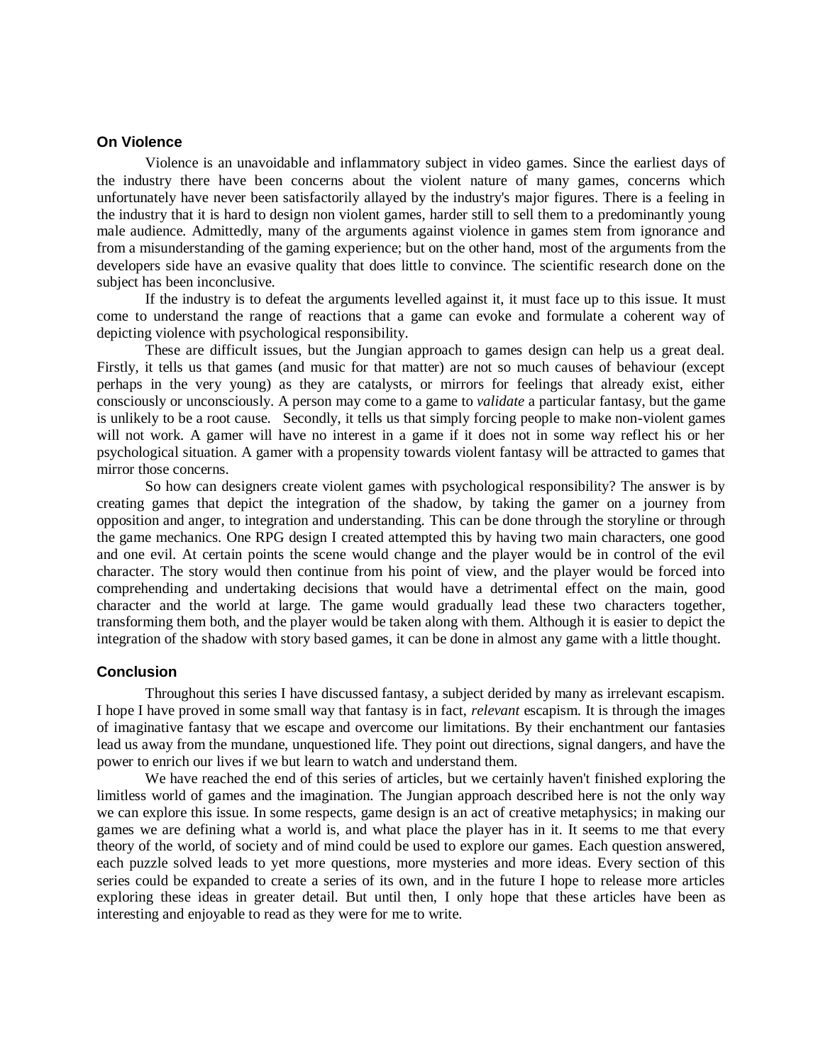### On Violence

Violence is an unavoidable and inflammatory subject in video games. Since the earliest days of the industry there have been concerns about the violent nature of many games, concerns which unfortunately have never been satisfactorily allayed by the industry's major figures. There is a feeling in the industry that it is hard to design non violent games, harder still to sell them to a predominantly young male audience. Admittedly, many of the arguments against violence in games stem from ignorance and from a misunderstanding of the gaming experience; but on the other hand, most of the arguments from the developers side have an evasive quality that does little to convince. The scientific research done on the subject has been inconclusive.

If the industry is to defeat the arguments levelled against it, it must face up to this issue. It must come to understand the range of reactions that a game can evoke and formulate a coherent way of depicting violence with psychological responsibility.

These are difficult issues, but the Jungian approach to games design can help us a great deal. Firstly, it tells us that games (and music for that matter) are not so much causes of behaviour (except perhaps in the very young) as they are catalysts, or mirrors for feelings that already exist, either consciously or unconsciously. A person may come to a game to *validate* a particular fantasy, but the game is unlikely to be a root cause. Secondly, it tells us that simply forcing people to make non-violent games will not work. A gamer will have no interest in a game if it does not in some way reflect his or her psychological situation. A gamer with a propensity towards violent fantasy will be attracted to games that mirror those concerns.

So how can designers create violent games with psychological responsibility? The answer is by creating games that depict the integration of the shadow, by taking the gamer on a journey from opposition and anger, to integration and understanding. This can be done through the storyline or through the game mechanics. One RPG design I created attempted this by having two main characters, one good and one evil. At certain points the scene would change and the player would be in control of the evil character. The story would then continue from his point of view, and the player would be forced into comprehending and undertaking decisions that would have a detrimental effect on the main, good character and the world at large. The game would gradually lead these two characters together, transforming them both, and the player would be taken along with them. Although it is easier to depict the integration of the shadow with story based games, it can be done in almost any game with a little thought.

### Conclusion

Throughout this series I have discussed fantasy, a subject derided by many as irrelevant escapism. I hope I have proved in some small way that fantasy is in fact, *relevant* escapism. It is through the images of imaginative fantasy that we escape and overcome our limitations. By their enchantment our fantasies lead us away from the mundane, unquestioned life. They point out directions, signal dangers, and have the power to enrich our lives if we but learn to watch and understand them.

We have reached the end of this series of articles, but we certainly haven't finished exploring the limitless world of games and the imagination. The Jungian approach described here is not the only way we can explore this issue. In some respects, game design is an act of creative metaphysics; in making our games we are defining what a world is, and what place the player has in it. It seems to me that every theory of the world, of society and of mind could be used to explore our games. Each question answered, each puzzle solved leads to yet more questions, more mysteries and more ideas. Every section of this series could be expanded to create a series of its own, and in the future I hope to release more articles exploring these ideas in greater detail. But until then, I only hope that these articles have been as interesting and enjoyable to read as they were for me to write.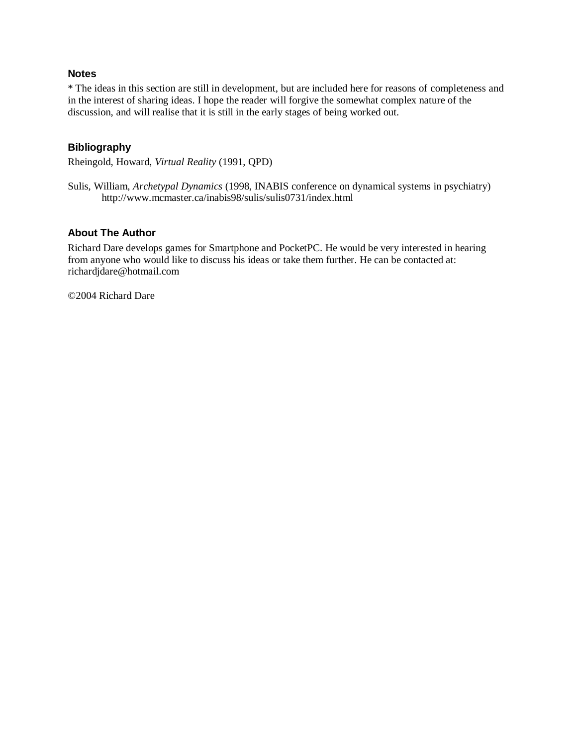### Notes

* The ideas in this section are still in development, but are included here for reasons of completeness and in the interest of sharing ideas. I hope the reader will forgive the somewhat complex nature of the discussion, and will realise that it is still in the early stages of being worked out.

### Bibliography

Rheingold, Howard, *Virtual Reality* (1991, QPD)

Sulis, William, *Archetypal Dynamics* (1998, INABIS conference on dynamical systems in psychiatry)
http://www.mcmaster.ca/inabis98/sulis/sulis0731/index.html

### About The Author

Richard Dare develops games for Smartphone and PocketPC. He would be very interested in hearing from anyone who would like to discuss his ideas or take them further. He can be contacted at: richardjdare@hotmail.com

©2004 Richard Dare